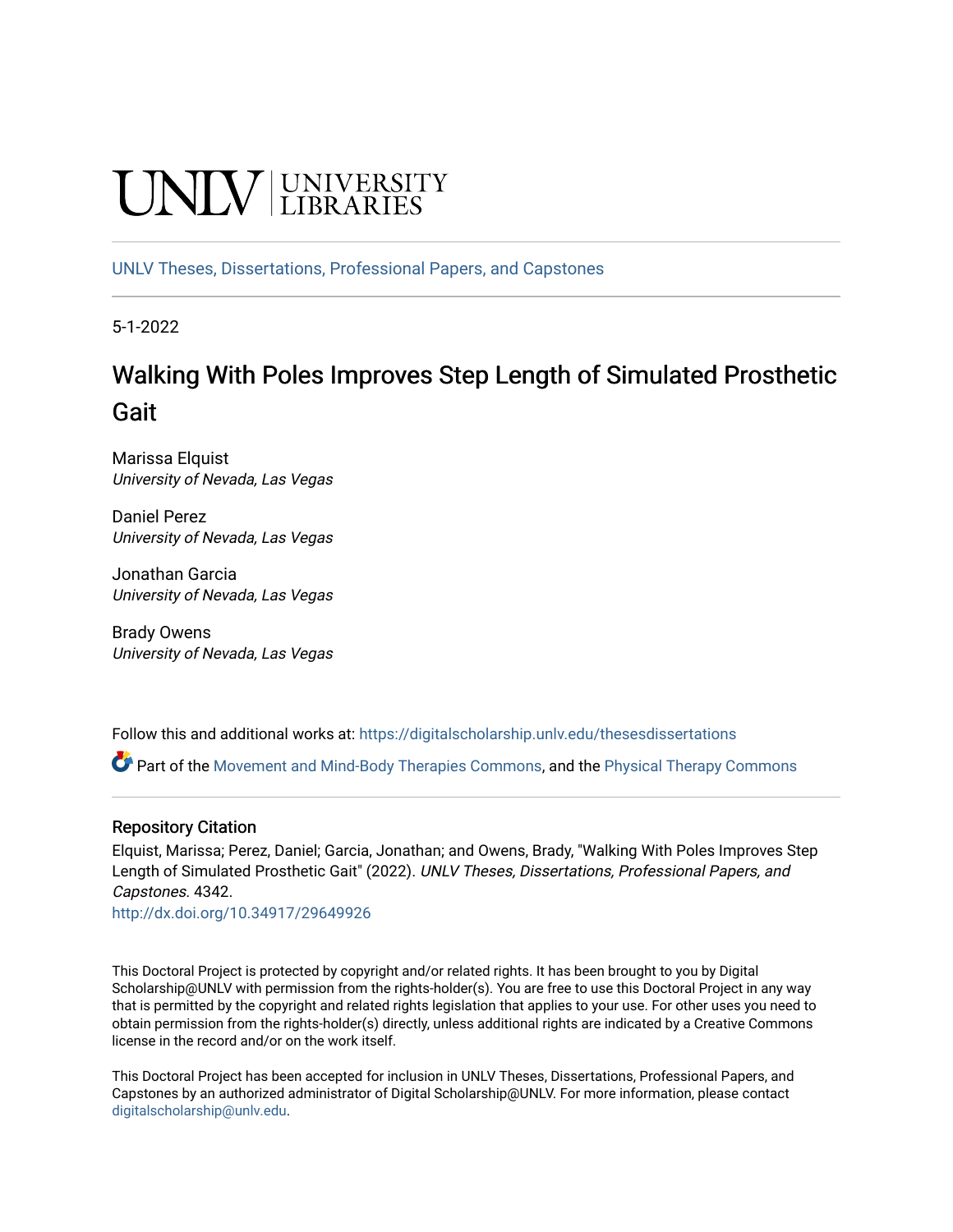UNLV | UNIVERSITY LIBRARIES

UNLV Theses, Dissertations, Professional Papers, and Capstones

5-1-2022

# Walking With Poles Improves Step Length of Simulated Prosthetic Gait

Marissa Elquist
*University of Nevada, Las Vegas*

Daniel Perez
*University of Nevada, Las Vegas*

Jonathan Garcia
*University of Nevada, Las Vegas*

Brady Owens
*University of Nevada, Las Vegas*

Follow this and additional works at: https://digitalscholarship.unlv.edu/thesesdissertations

Part of the Movement and Mind-Body Therapies Commons, and the Physical Therapy Commons

## Repository Citation

Elquist, Marissa; Perez, Daniel; Garcia, Jonathan; and Owens, Brady, "Walking With Poles Improves Step Length of Simulated Prosthetic Gait" (2022). *UNLV Theses, Dissertations, Professional Papers, and Capstones*. 4342.
http://dx.doi.org/10.34917/29649926

This Doctoral Project is protected by copyright and/or related rights. It has been brought to you by Digital Scholarship@UNLV with permission from the rights-holder(s). You are free to use this Doctoral Project in any way that is permitted by the copyright and related rights legislation that applies to your use. For other uses you need to obtain permission from the rights-holder(s) directly, unless additional rights are indicated by a Creative Commons license in the record and/or on the work itself.

This Doctoral Project has been accepted for inclusion in UNLV Theses, Dissertations, Professional Papers, and Capstones by an authorized administrator of Digital Scholarship@UNLV. For more information, please contact digitalscholarship@unlv.edu.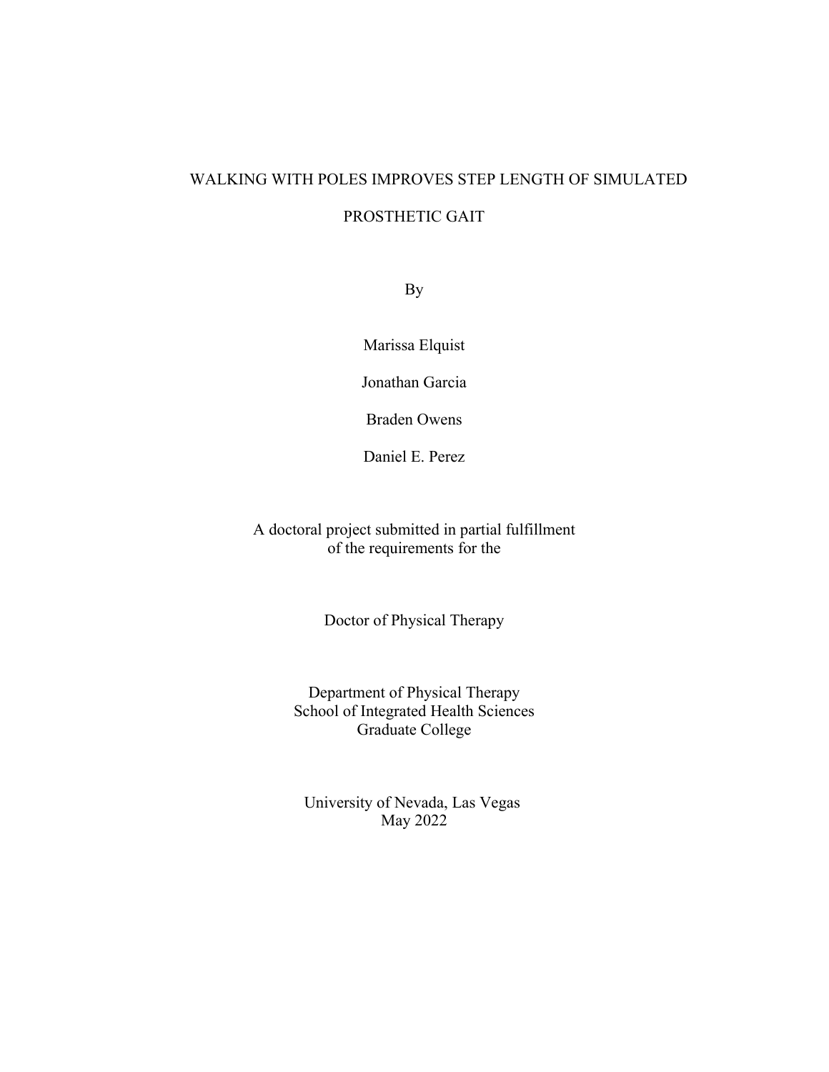# WALKING WITH POLES IMPROVES STEP LENGTH OF SIMULATED PROSTHETIC GAIT

By

Marissa Elquist

Jonathan Garcia

Braden Owens

Daniel E. Perez

A doctoral project submitted in partial fulfillment
of the requirements for the

Doctor of Physical Therapy

Department of Physical Therapy
School of Integrated Health Sciences
Graduate College

University of Nevada, Las Vegas
May 2022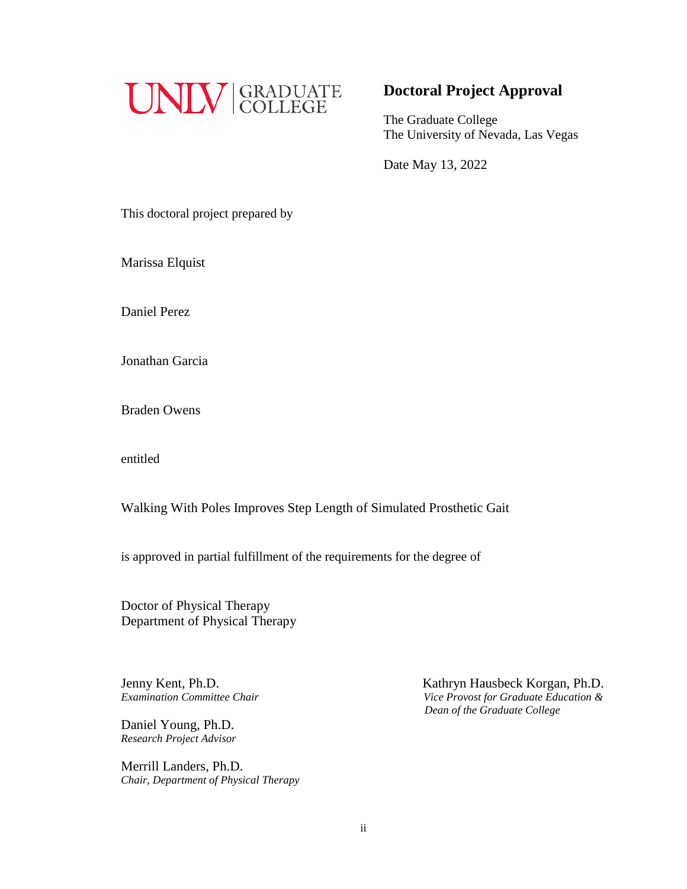UNLV | GRADUATE COLLEGE

## Doctoral Project Approval

The Graduate College
The University of Nevada, Las Vegas

Date May 13, 2022

This doctoral project prepared by

Marissa Elquist

Daniel Perez

Jonathan Garcia

Braden Owens

entitled

Walking With Poles Improves Step Length of Simulated Prosthetic Gait

is approved in partial fulfillment of the requirements for the degree of

Doctor of Physical Therapy
Department of Physical Therapy

Jenny Kent, Ph.D.
*Examination Committee Chair*

Daniel Young, Ph.D.
*Research Project Advisor*

Merrill Landers, Ph.D.
*Chair, Department of Physical Therapy*

Kathryn Hausbeck Korgan, Ph.D.
*Vice Provost for Graduate Education & Dean of the Graduate College*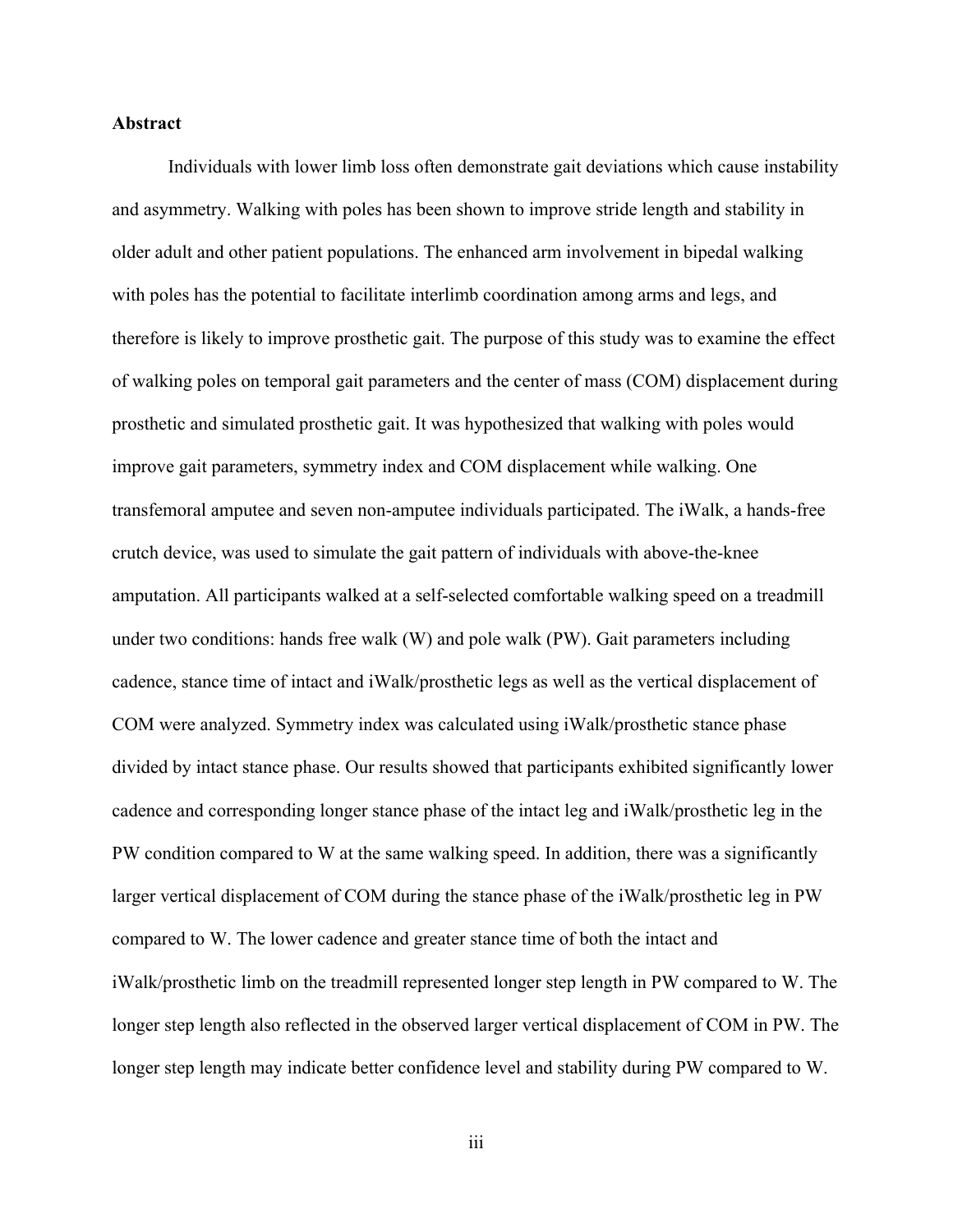## Abstract

Individuals with lower limb loss often demonstrate gait deviations which cause instability and asymmetry. Walking with poles has been shown to improve stride length and stability in older adult and other patient populations. The enhanced arm involvement in bipedal walking with poles has the potential to facilitate interlimb coordination among arms and legs, and therefore is likely to improve prosthetic gait. The purpose of this study was to examine the effect of walking poles on temporal gait parameters and the center of mass (COM) displacement during prosthetic and simulated prosthetic gait. It was hypothesized that walking with poles would improve gait parameters, symmetry index and COM displacement while walking. One transfemoral amputee and seven non-amputee individuals participated. The iWalk, a hands-free crutch device, was used to simulate the gait pattern of individuals with above-the-knee amputation. All participants walked at a self-selected comfortable walking speed on a treadmill under two conditions: hands free walk (W) and pole walk (PW). Gait parameters including cadence, stance time of intact and iWalk/prosthetic legs as well as the vertical displacement of COM were analyzed. Symmetry index was calculated using iWalk/prosthetic stance phase divided by intact stance phase. Our results showed that participants exhibited significantly lower cadence and corresponding longer stance phase of the intact leg and iWalk/prosthetic leg in the PW condition compared to W at the same walking speed. In addition, there was a significantly larger vertical displacement of COM during the stance phase of the iWalk/prosthetic leg in PW compared to W. The lower cadence and greater stance time of both the intact and iWalk/prosthetic limb on the treadmill represented longer step length in PW compared to W. The longer step length also reflected in the observed larger vertical displacement of COM in PW. The longer step length may indicate better confidence level and stability during PW compared to W.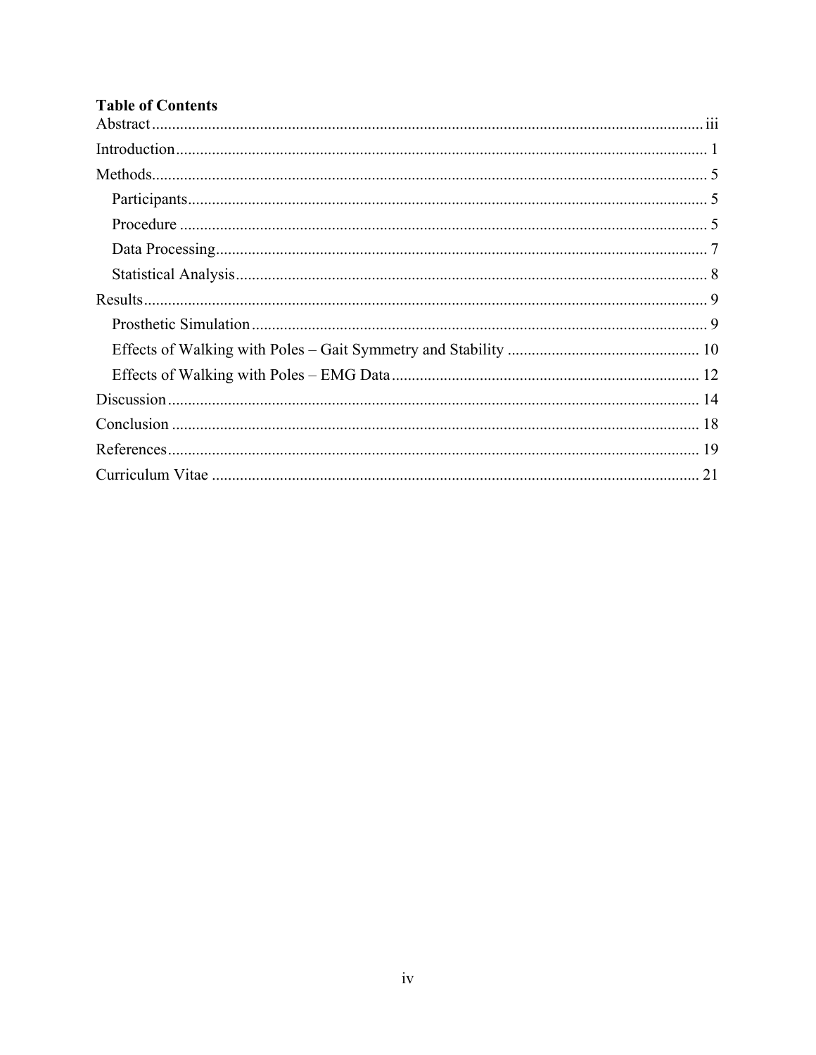**Table of Contents**

Abstract ........................................................................................................................ iii

Introduction ................................................................................................................... 1

Methods ......................................................................................................................... 5

- Participants ............................................................................................................... 5
- Procedure .................................................................................................................. 5
- Data Processing ......................................................................................................... 7
- Statistical Analysis .................................................................................................... 8

Results ........................................................................................................................... 9

- Prosthetic Simulation ................................................................................................ 9
- Effects of Walking with Poles – Gait Symmetry and Stability ............................... 10
- Effects of Walking with Poles – EMG Data ............................................................ 12

Discussion .................................................................................................................... 14

Conclusion ................................................................................................................... 18

References .................................................................................................................... 19

Curriculum Vitae ......................................................................................................... 21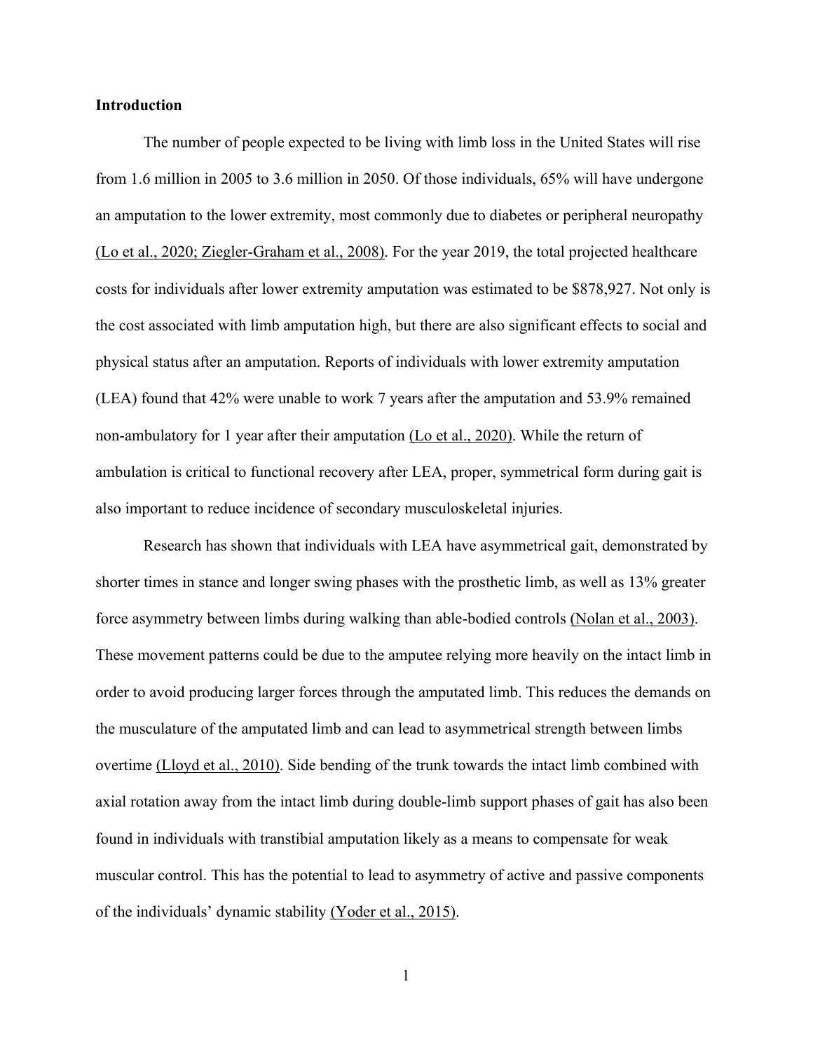**Introduction**

The number of people expected to be living with limb loss in the United States will rise from 1.6 million in 2005 to 3.6 million in 2050. Of those individuals, 65% will have undergone an amputation to the lower extremity, most commonly due to diabetes or peripheral neuropathy (Lo et al., 2020; Ziegler-Graham et al., 2008). For the year 2019, the total projected healthcare costs for individuals after lower extremity amputation was estimated to be $878,927. Not only is the cost associated with limb amputation high, but there are also significant effects to social and physical status after an amputation. Reports of individuals with lower extremity amputation (LEA) found that 42% were unable to work 7 years after the amputation and 53.9% remained non-ambulatory for 1 year after their amputation (Lo et al., 2020). While the return of ambulation is critical to functional recovery after LEA, proper, symmetrical form during gait is also important to reduce incidence of secondary musculoskeletal injuries.

Research has shown that individuals with LEA have asymmetrical gait, demonstrated by shorter times in stance and longer swing phases with the prosthetic limb, as well as 13% greater force asymmetry between limbs during walking than able-bodied controls (Nolan et al., 2003). These movement patterns could be due to the amputee relying more heavily on the intact limb in order to avoid producing larger forces through the amputated limb. This reduces the demands on the musculature of the amputated limb and can lead to asymmetrical strength between limbs overtime (Lloyd et al., 2010). Side bending of the trunk towards the intact limb combined with axial rotation away from the intact limb during double-limb support phases of gait has also been found in individuals with transtibial amputation likely as a means to compensate for weak muscular control. This has the potential to lead to asymmetry of active and passive components of the individuals' dynamic stability (Yoder et al., 2015).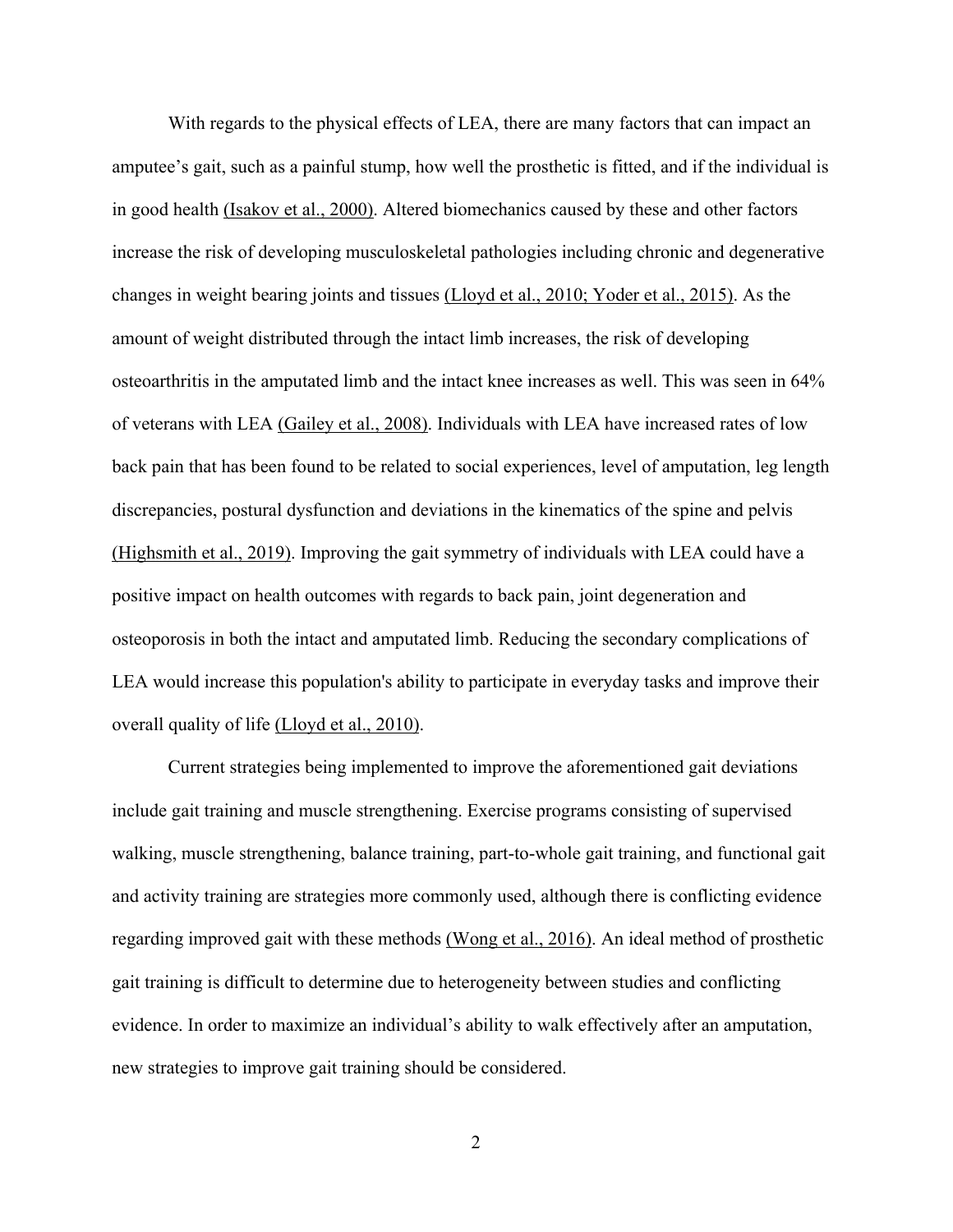With regards to the physical effects of LEA, there are many factors that can impact an amputee's gait, such as a painful stump, how well the prosthetic is fitted, and if the individual is in good health (Isakov et al., 2000). Altered biomechanics caused by these and other factors increase the risk of developing musculoskeletal pathologies including chronic and degenerative changes in weight bearing joints and tissues (Lloyd et al., 2010; Yoder et al., 2015). As the amount of weight distributed through the intact limb increases, the risk of developing osteoarthritis in the amputated limb and the intact knee increases as well. This was seen in 64% of veterans with LEA (Gailey et al., 2008). Individuals with LEA have increased rates of low back pain that has been found to be related to social experiences, level of amputation, leg length discrepancies, postural dysfunction and deviations in the kinematics of the spine and pelvis (Highsmith et al., 2019). Improving the gait symmetry of individuals with LEA could have a positive impact on health outcomes with regards to back pain, joint degeneration and osteoporosis in both the intact and amputated limb. Reducing the secondary complications of LEA would increase this population's ability to participate in everyday tasks and improve their overall quality of life (Lloyd et al., 2010).

Current strategies being implemented to improve the aforementioned gait deviations include gait training and muscle strengthening. Exercise programs consisting of supervised walking, muscle strengthening, balance training, part-to-whole gait training, and functional gait and activity training are strategies more commonly used, although there is conflicting evidence regarding improved gait with these methods (Wong et al., 2016). An ideal method of prosthetic gait training is difficult to determine due to heterogeneity between studies and conflicting evidence. In order to maximize an individual's ability to walk effectively after an amputation, new strategies to improve gait training should be considered.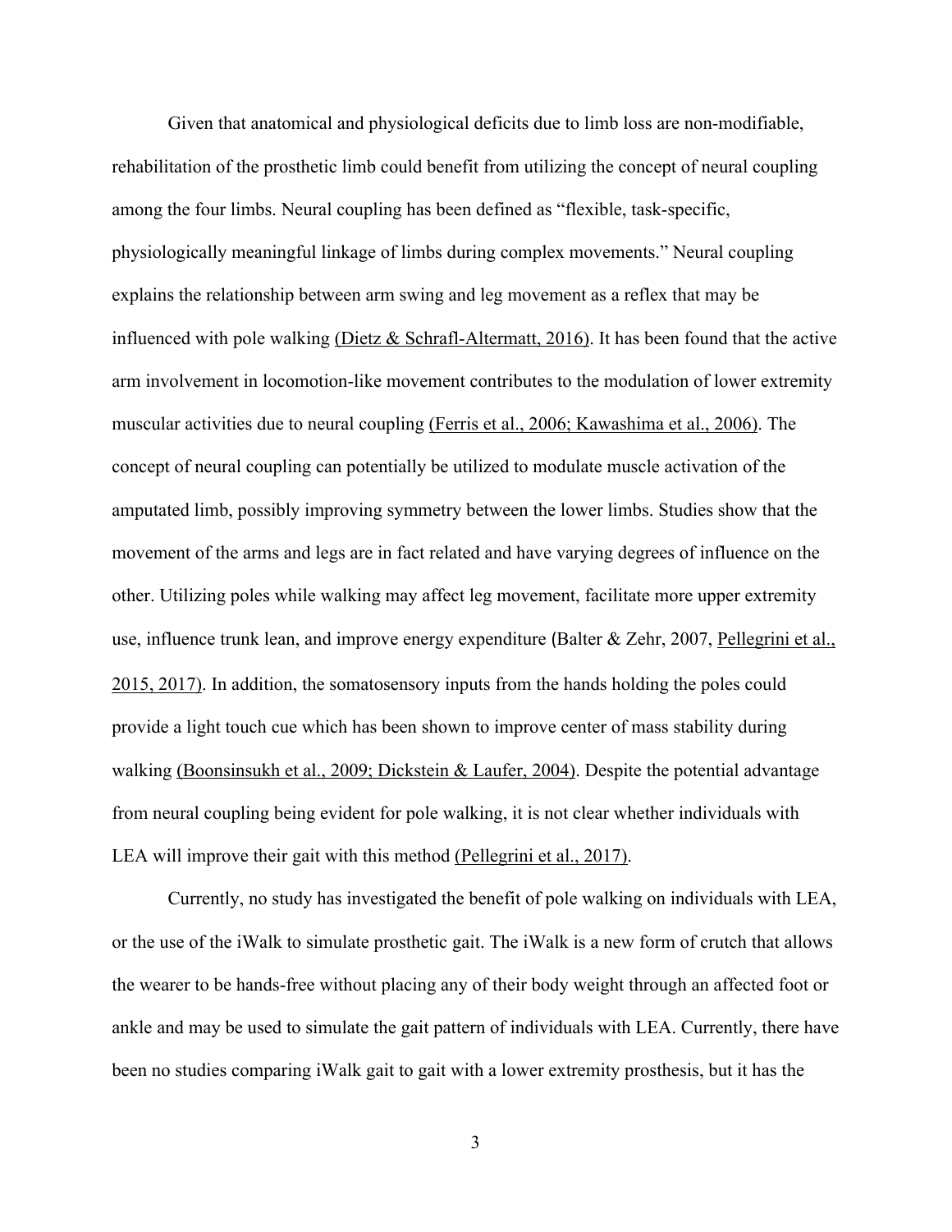Given that anatomical and physiological deficits due to limb loss are non-modifiable, rehabilitation of the prosthetic limb could benefit from utilizing the concept of neural coupling among the four limbs. Neural coupling has been defined as "flexible, task-specific, physiologically meaningful linkage of limbs during complex movements." Neural coupling explains the relationship between arm swing and leg movement as a reflex that may be influenced with pole walking (Dietz & Schrafl-Altermatt, 2016). It has been found that the active arm involvement in locomotion-like movement contributes to the modulation of lower extremity muscular activities due to neural coupling (Ferris et al., 2006; Kawashima et al., 2006). The concept of neural coupling can potentially be utilized to modulate muscle activation of the amputated limb, possibly improving symmetry between the lower limbs. Studies show that the movement of the arms and legs are in fact related and have varying degrees of influence on the other. Utilizing poles while walking may affect leg movement, facilitate more upper extremity use, influence trunk lean, and improve energy expenditure (Balter & Zehr, 2007, Pellegrini et al., 2015, 2017). In addition, the somatosensory inputs from the hands holding the poles could provide a light touch cue which has been shown to improve center of mass stability during walking (Boonsinsukh et al., 2009; Dickstein & Laufer, 2004). Despite the potential advantage from neural coupling being evident for pole walking, it is not clear whether individuals with LEA will improve their gait with this method (Pellegrini et al., 2017).

Currently, no study has investigated the benefit of pole walking on individuals with LEA, or the use of the iWalk to simulate prosthetic gait. The iWalk is a new form of crutch that allows the wearer to be hands-free without placing any of their body weight through an affected foot or ankle and may be used to simulate the gait pattern of individuals with LEA. Currently, there have been no studies comparing iWalk gait to gait with a lower extremity prosthesis, but it has the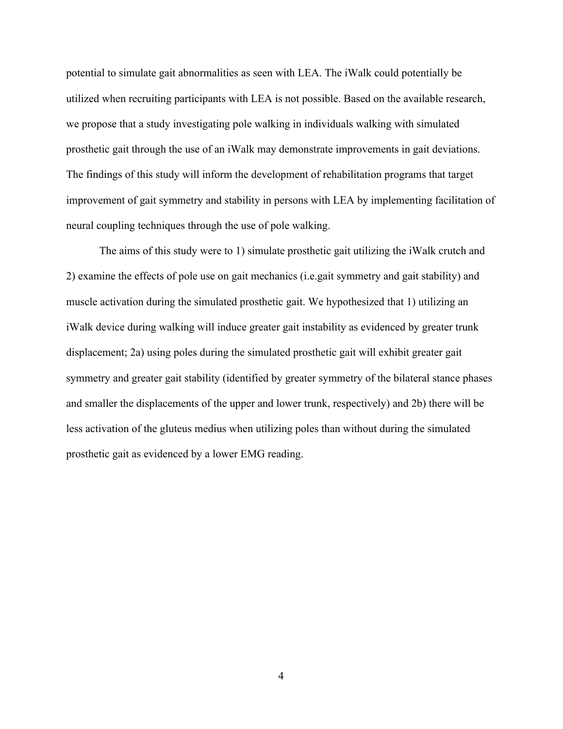potential to simulate gait abnormalities as seen with LEA. The iWalk could potentially be utilized when recruiting participants with LEA is not possible. Based on the available research, we propose that a study investigating pole walking in individuals walking with simulated prosthetic gait through the use of an iWalk may demonstrate improvements in gait deviations. The findings of this study will inform the development of rehabilitation programs that target improvement of gait symmetry and stability in persons with LEA by implementing facilitation of neural coupling techniques through the use of pole walking.

The aims of this study were to 1) simulate prosthetic gait utilizing the iWalk crutch and 2) examine the effects of pole use on gait mechanics (i.e.gait symmetry and gait stability) and muscle activation during the simulated prosthetic gait. We hypothesized that 1) utilizing an iWalk device during walking will induce greater gait instability as evidenced by greater trunk displacement; 2a) using poles during the simulated prosthetic gait will exhibit greater gait symmetry and greater gait stability (identified by greater symmetry of the bilateral stance phases and smaller the displacements of the upper and lower trunk, respectively) and 2b) there will be less activation of the gluteus medius when utilizing poles than without during the simulated prosthetic gait as evidenced by a lower EMG reading.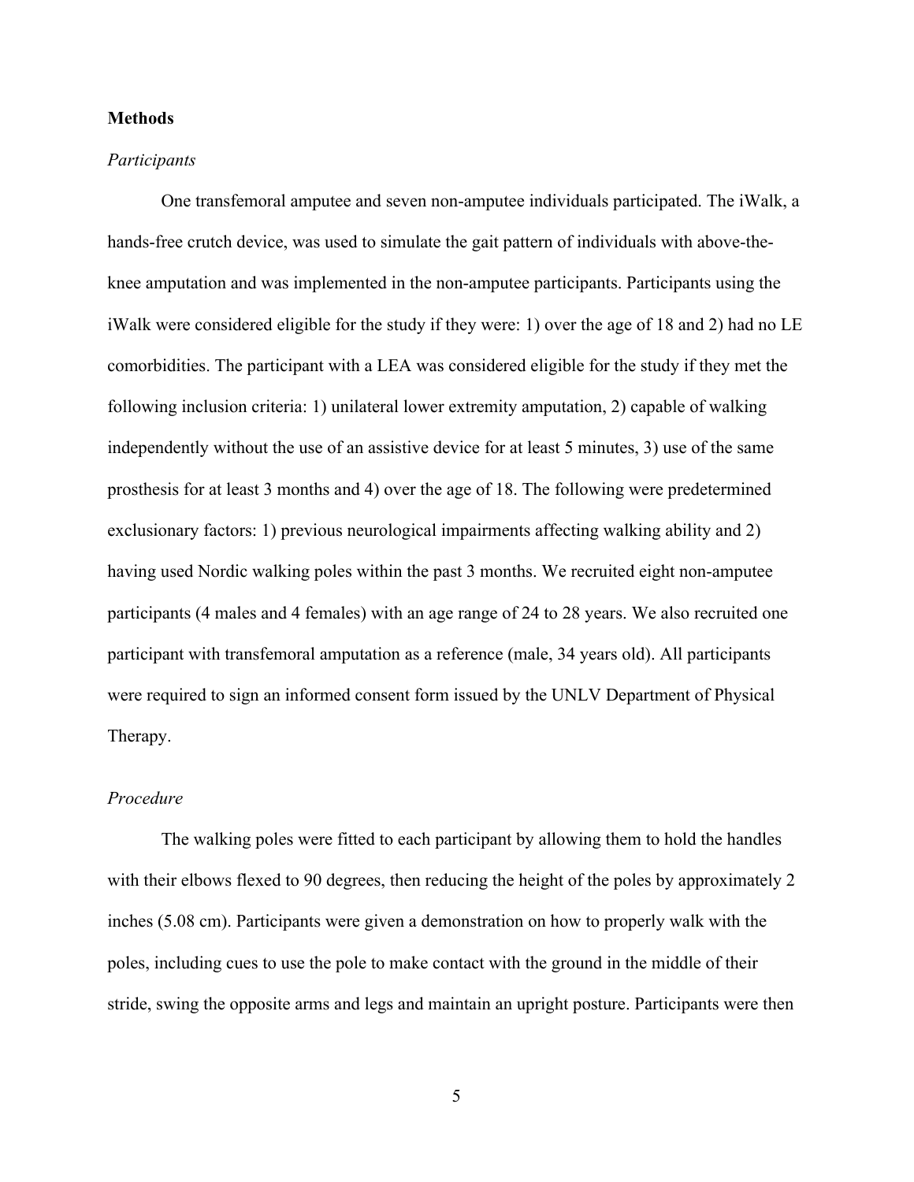**Methods**

*Participants*

One transfemoral amputee and seven non-amputee individuals participated. The iWalk, a hands-free crutch device, was used to simulate the gait pattern of individuals with above-the-knee amputation and was implemented in the non-amputee participants. Participants using the iWalk were considered eligible for the study if they were: 1) over the age of 18 and 2) had no LE comorbidities. The participant with a LEA was considered eligible for the study if they met the following inclusion criteria: 1) unilateral lower extremity amputation, 2) capable of walking independently without the use of an assistive device for at least 5 minutes, 3) use of the same prosthesis for at least 3 months and 4) over the age of 18. The following were predetermined exclusionary factors: 1) previous neurological impairments affecting walking ability and 2) having used Nordic walking poles within the past 3 months. We recruited eight non-amputee participants (4 males and 4 females) with an age range of 24 to 28 years. We also recruited one participant with transfemoral amputation as a reference (male, 34 years old). All participants were required to sign an informed consent form issued by the UNLV Department of Physical Therapy.

*Procedure*

The walking poles were fitted to each participant by allowing them to hold the handles with their elbows flexed to 90 degrees, then reducing the height of the poles by approximately 2 inches (5.08 cm). Participants were given a demonstration on how to properly walk with the poles, including cues to use the pole to make contact with the ground in the middle of their stride, swing the opposite arms and legs and maintain an upright posture. Participants were then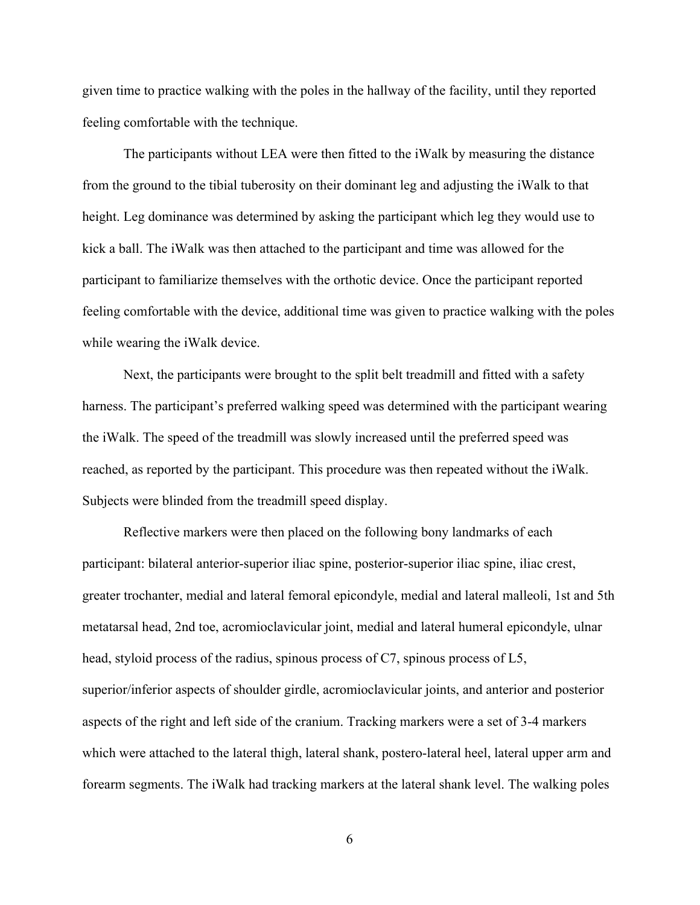given time to practice walking with the poles in the hallway of the facility, until they reported feeling comfortable with the technique.

The participants without LEA were then fitted to the iWalk by measuring the distance from the ground to the tibial tuberosity on their dominant leg and adjusting the iWalk to that height. Leg dominance was determined by asking the participant which leg they would use to kick a ball. The iWalk was then attached to the participant and time was allowed for the participant to familiarize themselves with the orthotic device. Once the participant reported feeling comfortable with the device, additional time was given to practice walking with the poles while wearing the iWalk device.

Next, the participants were brought to the split belt treadmill and fitted with a safety harness. The participant's preferred walking speed was determined with the participant wearing the iWalk. The speed of the treadmill was slowly increased until the preferred speed was reached, as reported by the participant. This procedure was then repeated without the iWalk. Subjects were blinded from the treadmill speed display.

Reflective markers were then placed on the following bony landmarks of each participant: bilateral anterior-superior iliac spine, posterior-superior iliac spine, iliac crest, greater trochanter, medial and lateral femoral epicondyle, medial and lateral malleoli, 1st and 5th metatarsal head, 2nd toe, acromioclavicular joint, medial and lateral humeral epicondyle, ulnar head, styloid process of the radius, spinous process of C7, spinous process of L5, superior/inferior aspects of shoulder girdle, acromioclavicular joints, and anterior and posterior aspects of the right and left side of the cranium. Tracking markers were a set of 3-4 markers which were attached to the lateral thigh, lateral shank, postero-lateral heel, lateral upper arm and forearm segments. The iWalk had tracking markers at the lateral shank level. The walking poles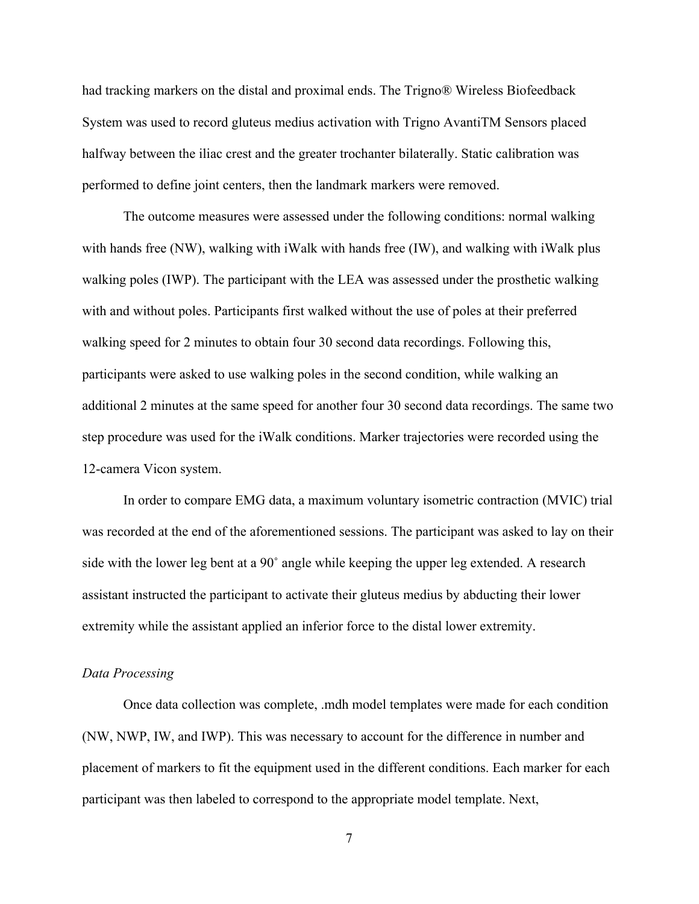had tracking markers on the distal and proximal ends. The Trigno® Wireless Biofeedback System was used to record gluteus medius activation with Trigno AvantiTM Sensors placed halfway between the iliac crest and the greater trochanter bilaterally. Static calibration was performed to define joint centers, then the landmark markers were removed.

The outcome measures were assessed under the following conditions: normal walking with hands free (NW), walking with iWalk with hands free (IW), and walking with iWalk plus walking poles (IWP). The participant with the LEA was assessed under the prosthetic walking with and without poles. Participants first walked without the use of poles at their preferred walking speed for 2 minutes to obtain four 30 second data recordings. Following this, participants were asked to use walking poles in the second condition, while walking an additional 2 minutes at the same speed for another four 30 second data recordings. The same two step procedure was used for the iWalk conditions. Marker trajectories were recorded using the 12-camera Vicon system.

In order to compare EMG data, a maximum voluntary isometric contraction (MVIC) trial was recorded at the end of the aforementioned sessions. The participant was asked to lay on their side with the lower leg bent at a 90˚ angle while keeping the upper leg extended. A research assistant instructed the participant to activate their gluteus medius by abducting their lower extremity while the assistant applied an inferior force to the distal lower extremity.

*Data Processing*

Once data collection was complete, .mdh model templates were made for each condition (NW, NWP, IW, and IWP). This was necessary to account for the difference in number and placement of markers to fit the equipment used in the different conditions. Each marker for each participant was then labeled to correspond to the appropriate model template. Next,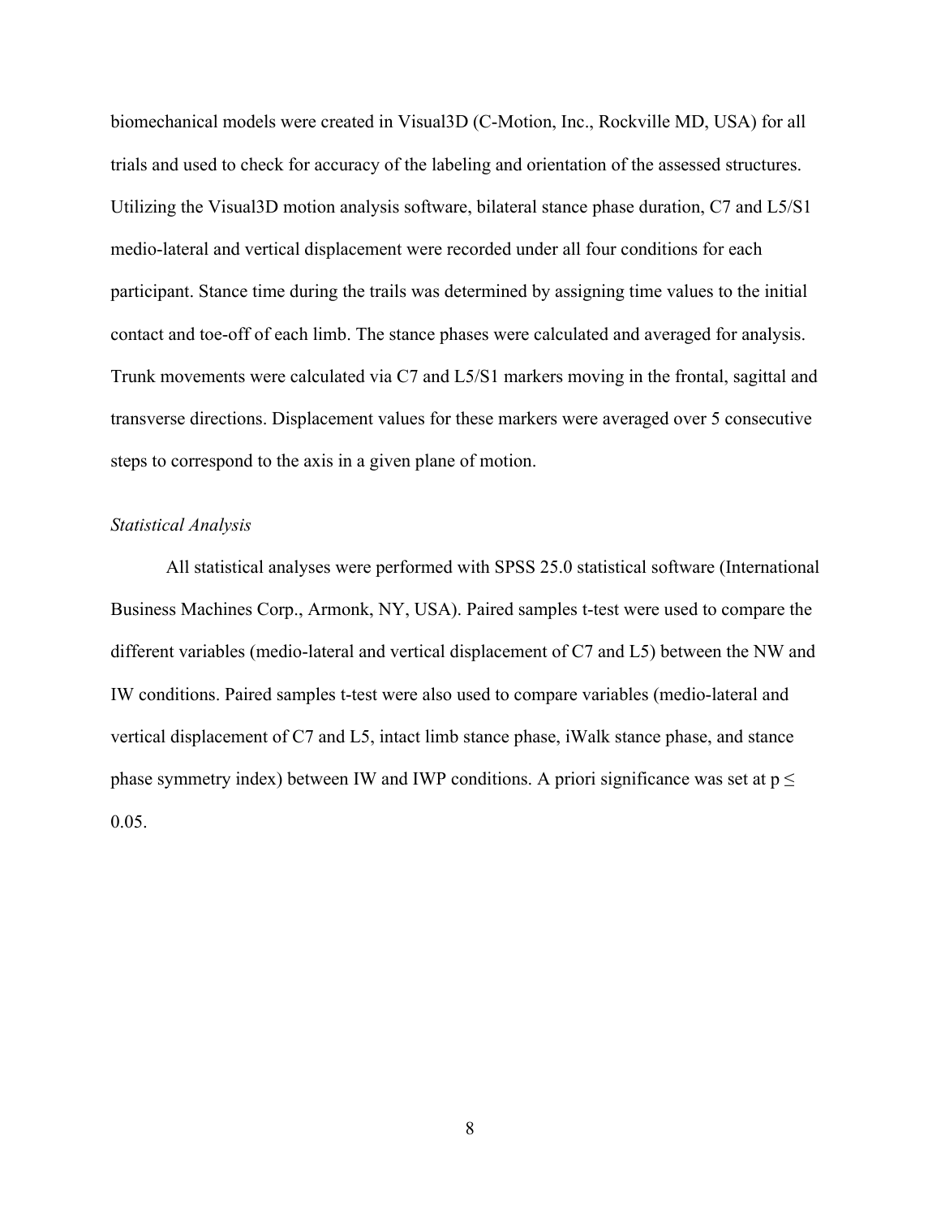biomechanical models were created in Visual3D (C-Motion, Inc., Rockville MD, USA) for all trials and used to check for accuracy of the labeling and orientation of the assessed structures. Utilizing the Visual3D motion analysis software, bilateral stance phase duration, C7 and L5/S1 medio-lateral and vertical displacement were recorded under all four conditions for each participant. Stance time during the trails was determined by assigning time values to the initial contact and toe-off of each limb. The stance phases were calculated and averaged for analysis. Trunk movements were calculated via C7 and L5/S1 markers moving in the frontal, sagittal and transverse directions. Displacement values for these markers were averaged over 5 consecutive steps to correspond to the axis in a given plane of motion.

*Statistical Analysis*

All statistical analyses were performed with SPSS 25.0 statistical software (International Business Machines Corp., Armonk, NY, USA). Paired samples t-test were used to compare the different variables (medio-lateral and vertical displacement of C7 and L5) between the NW and IW conditions. Paired samples t-test were also used to compare variables (medio-lateral and vertical displacement of C7 and L5, intact limb stance phase, iWalk stance phase, and stance phase symmetry index) between IW and IWP conditions. A priori significance was set at $p \leq 0.05$.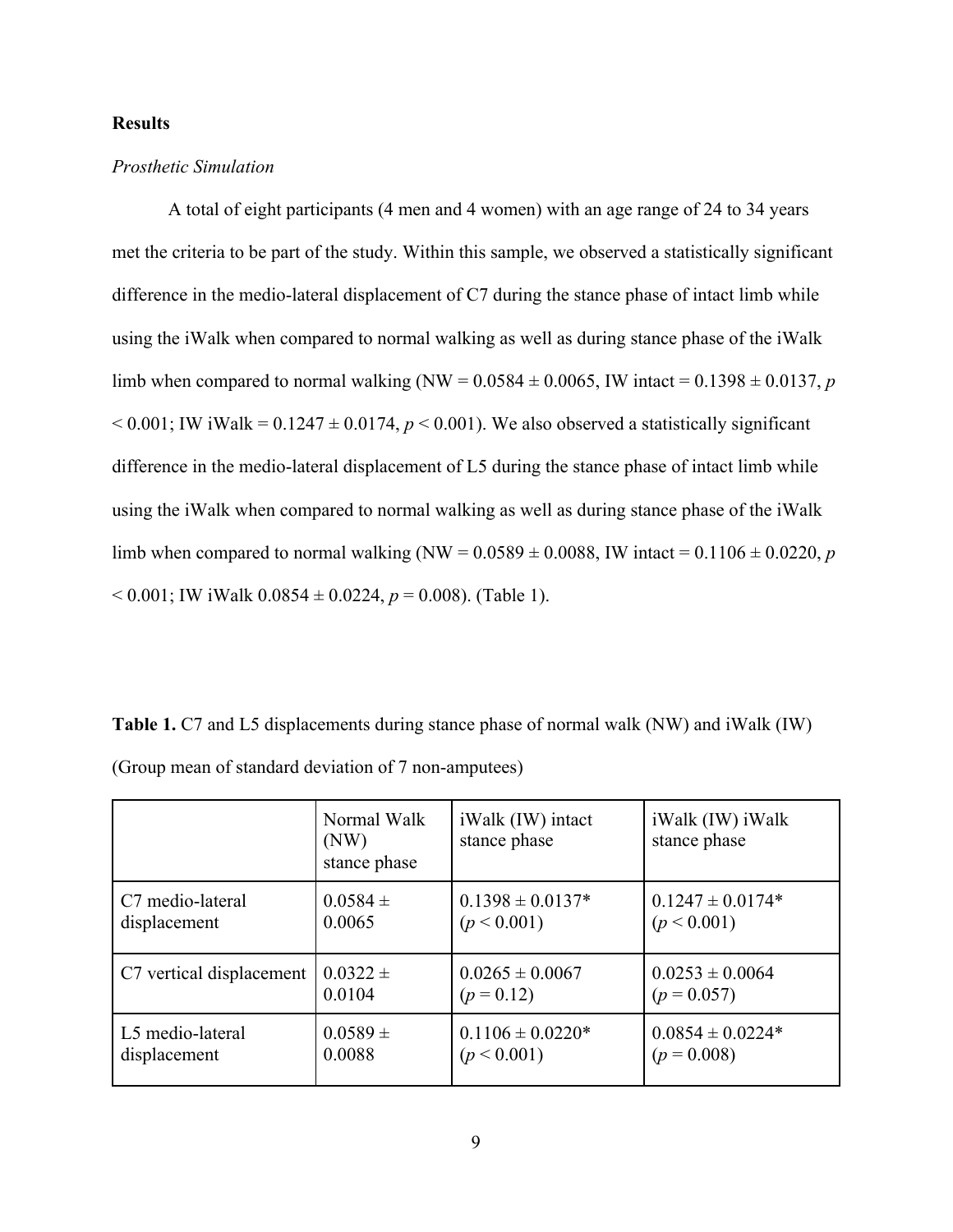**Results**

*Prosthetic Simulation*

A total of eight participants (4 men and 4 women) with an age range of 24 to 34 years met the criteria to be part of the study. Within this sample, we observed a statistically significant difference in the medio-lateral displacement of C7 during the stance phase of intact limb while using the iWalk when compared to normal walking as well as during stance phase of the iWalk limb when compared to normal walking (NW = 0.0584 ± 0.0065, IW intact = 0.1398 ± 0.0137, $p < 0.001$; IW iWalk = 0.1247 ± 0.0174, $p < 0.001$). We also observed a statistically significant difference in the medio-lateral displacement of L5 during the stance phase of intact limb while using the iWalk when compared to normal walking as well as during stance phase of the iWalk limb when compared to normal walking (NW = 0.0589 ± 0.0088, IW intact = 0.1106 ± 0.0220, $p < 0.001$; IW iWalk 0.0854 ± 0.0224, $p = 0.008$). (Table 1).

**Table 1.** C7 and L5 displacements during stance phase of normal walk (NW) and iWalk (IW) (Group mean of standard deviation of 7 non-amputees)

| | Normal Walk (NW) stance phase | iWalk (IW) intact stance phase | iWalk (IW) iWalk stance phase |
|---|---|---|---|
| C7 medio-lateral displacement | 0.0584 ± 0.0065 | 0.1398 ± 0.0137* ($p < 0.001$) | 0.1247 ± 0.0174* ($p < 0.001$) |
| C7 vertical displacement | 0.0322 ± 0.0104 | 0.0265 ± 0.0067 ($p = 0.12$) | 0.0253 ± 0.0064 ($p = 0.057$) |
| L5 medio-lateral displacement | 0.0589 ± 0.0088 | 0.1106 ± 0.0220* ($p < 0.001$) | 0.0854 ± 0.0224* ($p = 0.008$) |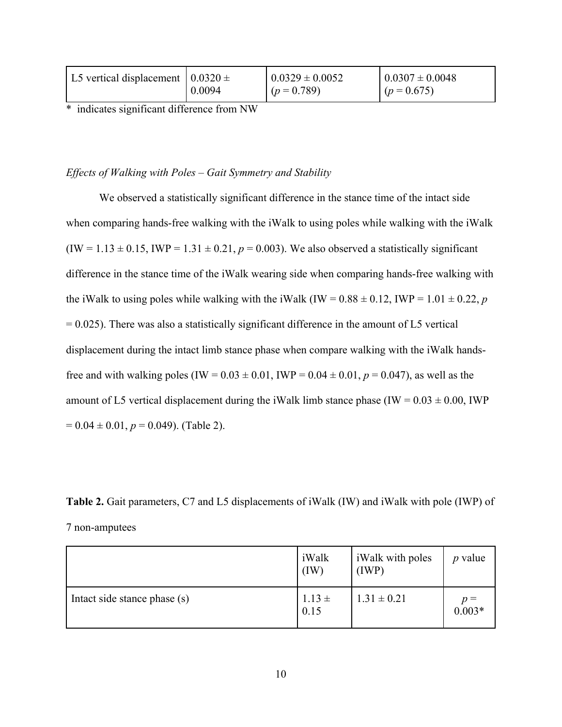| L5 vertical displacement | 0.0320 ± 0.0094 | 0.0329 ± 0.0052 ($p = 0.789$) | 0.0307 ± 0.0048 ($p = 0.675$) |
|---|---|---|---|

* indicates significant difference from NW

*Effects of Walking with Poles – Gait Symmetry and Stability*

We observed a statistically significant difference in the stance time of the intact side when comparing hands-free walking with the iWalk to using poles while walking with the iWalk (IW = 1.13 ± 0.15, IWP = 1.31 ± 0.21, $p = 0.003$). We also observed a statistically significant difference in the stance time of the iWalk wearing side when comparing hands-free walking with the iWalk to using poles while walking with the iWalk (IW = 0.88 ± 0.12, IWP = 1.01 ± 0.22, $p = 0.025$). There was also a statistically significant difference in the amount of L5 vertical displacement during the intact limb stance phase when compare walking with the iWalk hands-free and with walking poles (IW = 0.03 ± 0.01, IWP = 0.04 ± 0.01, $p = 0.047$), as well as the amount of L5 vertical displacement during the iWalk limb stance phase (IW = 0.03 ± 0.00, IWP = 0.04 ± 0.01, $p = 0.049$). (Table 2).

**Table 2.** Gait parameters, C7 and L5 displacements of iWalk (IW) and iWalk with pole (IWP) of 7 non-amputees

| | iWalk (IW) | iWalk with poles (IWP) | $p$ value |
|---|---|---|---|
| Intact side stance phase (s) | 1.13 ± 0.15 | 1.31 ± 0.21 | $p = 0.003$* |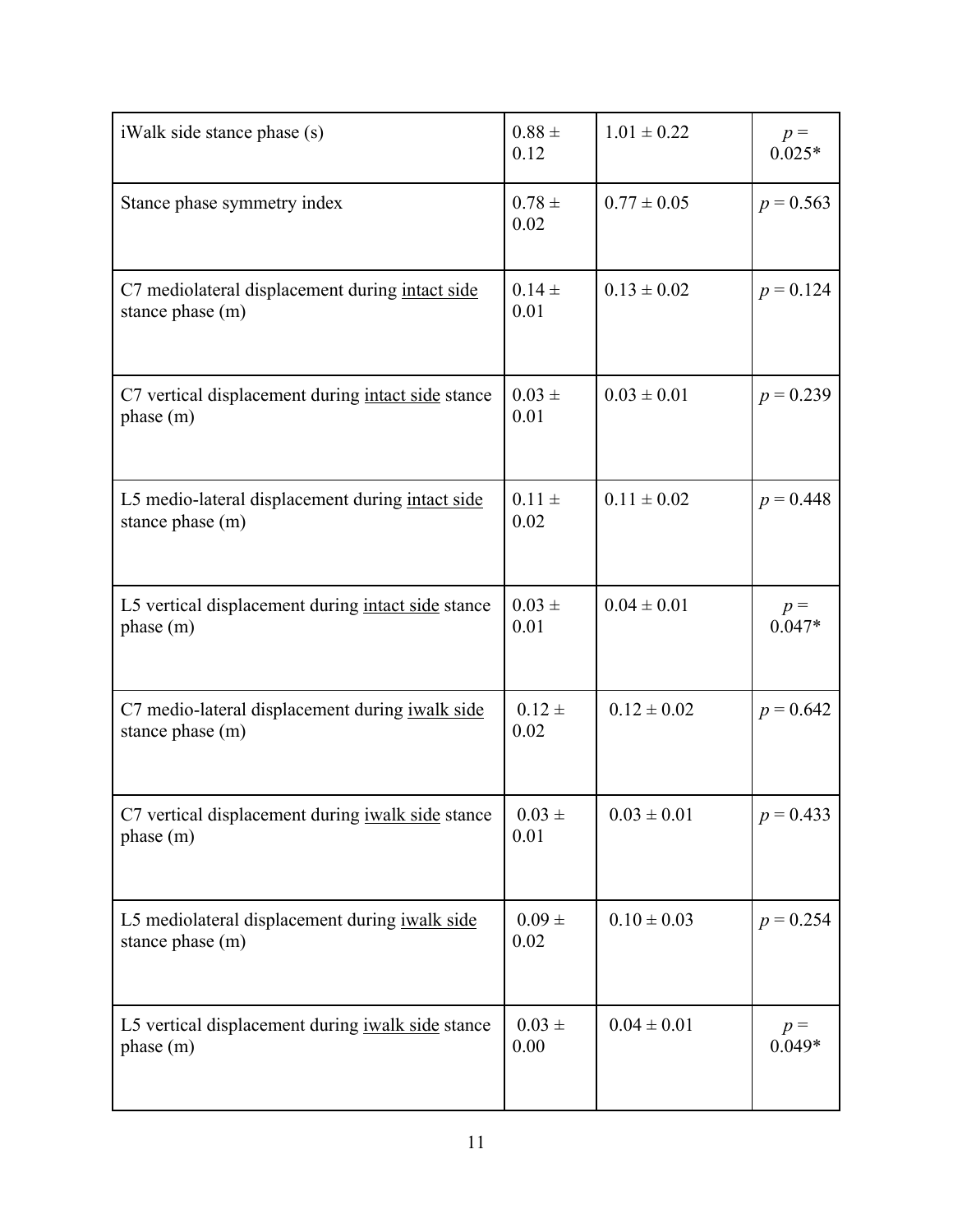| | | | |
|---|---|---|---|
| iWalk side stance phase (s) | 0.88 ± 0.12 | 1.01 ± 0.22 | $p = 0.025$* |
| Stance phase symmetry index | 0.78 ± 0.02 | 0.77 ± 0.05 | $p = 0.563$ |
| C7 mediolateral displacement during intact side stance phase (m) | 0.14 ± 0.01 | 0.13 ± 0.02 | $p = 0.124$ |
| C7 vertical displacement during intact side stance phase (m) | 0.03 ± 0.01 | 0.03 ± 0.01 | $p = 0.239$ |
| L5 medio-lateral displacement during intact side stance phase (m) | 0.11 ± 0.02 | 0.11 ± 0.02 | $p = 0.448$ |
| L5 vertical displacement during intact side stance phase (m) | 0.03 ± 0.01 | 0.04 ± 0.01 | $p = 0.047$* |
| C7 medio-lateral displacement during iwalk side stance phase (m) | 0.12 ± 0.02 | 0.12 ± 0.02 | $p = 0.642$ |
| C7 vertical displacement during iwalk side stance phase (m) | 0.03 ± 0.01 | 0.03 ± 0.01 | $p = 0.433$ |
| L5 mediolateral displacement during iwalk side stance phase (m) | 0.09 ± 0.02 | 0.10 ± 0.03 | $p = 0.254$ |
| L5 vertical displacement during iwalk side stance phase (m) | 0.03 ± 0.00 | 0.04 ± 0.01 | $p = 0.049$* |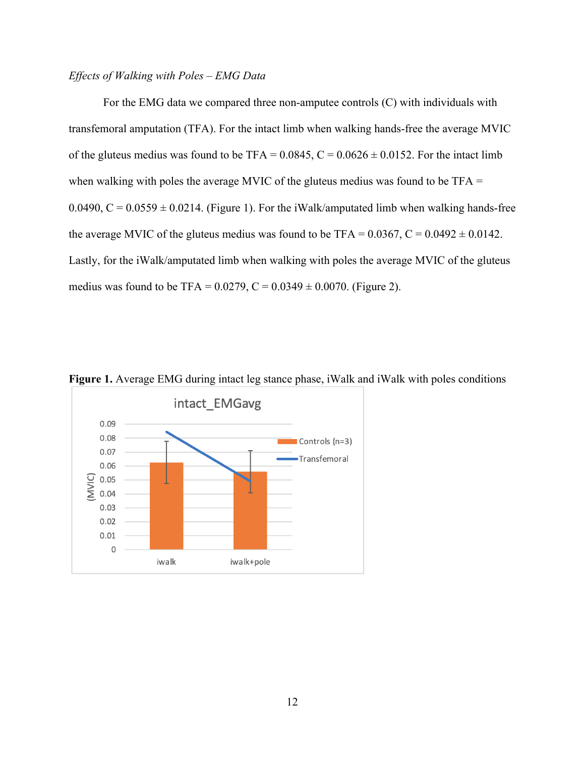*Effects of Walking with Poles – EMG Data*

For the EMG data we compared three non-amputee controls (C) with individuals with transfemoral amputation (TFA). For the intact limb when walking hands-free the average MVIC of the gluteus medius was found to be TFA = 0.0845, C = 0.0626 ± 0.0152. For the intact limb when walking with poles the average MVIC of the gluteus medius was found to be TFA = 0.0490, C = 0.0559 ± 0.0214. (Figure 1). For the iWalk/amputated limb when walking hands-free the average MVIC of the gluteus medius was found to be TFA = 0.0367, C = 0.0492 ± 0.0142. Lastly, for the iWalk/amputated limb when walking with poles the average MVIC of the gluteus medius was found to be TFA = 0.0279, C = 0.0349 ± 0.0070. (Figure 2).

**Figure 1.** Average EMG during intact leg stance phase, iWalk and iWalk with poles conditions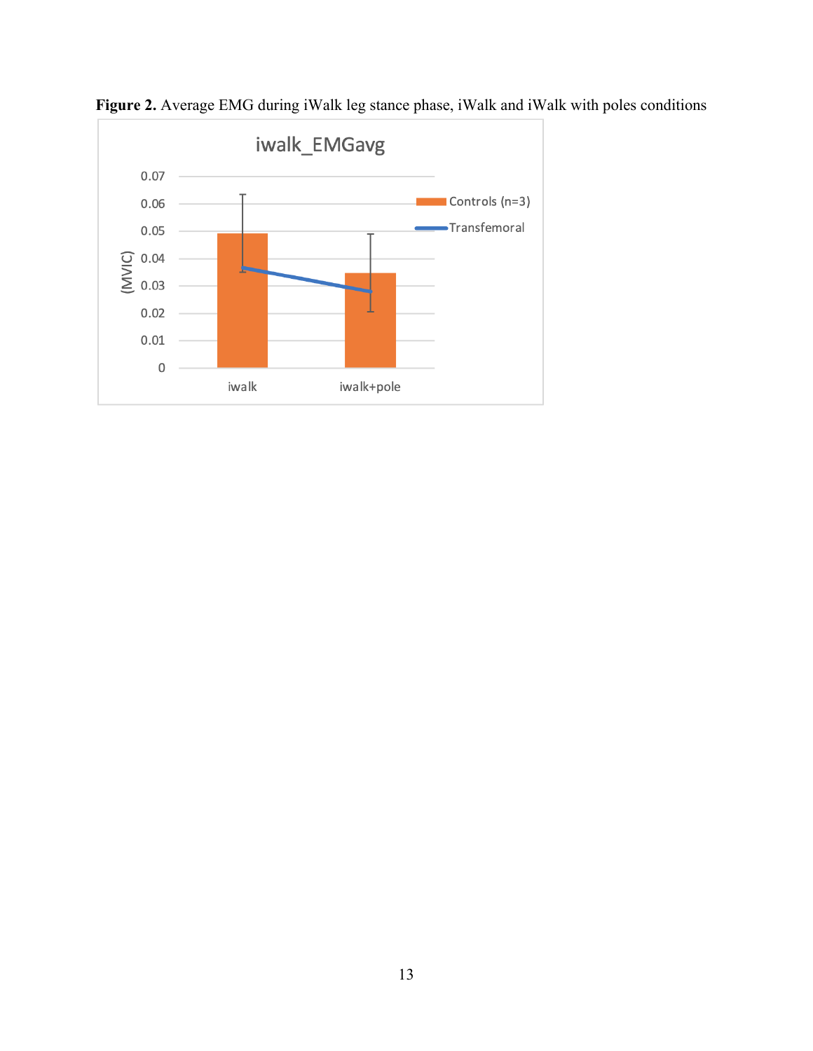**Figure 2.** Average EMG during iWalk leg stance phase, iWalk and iWalk with poles conditions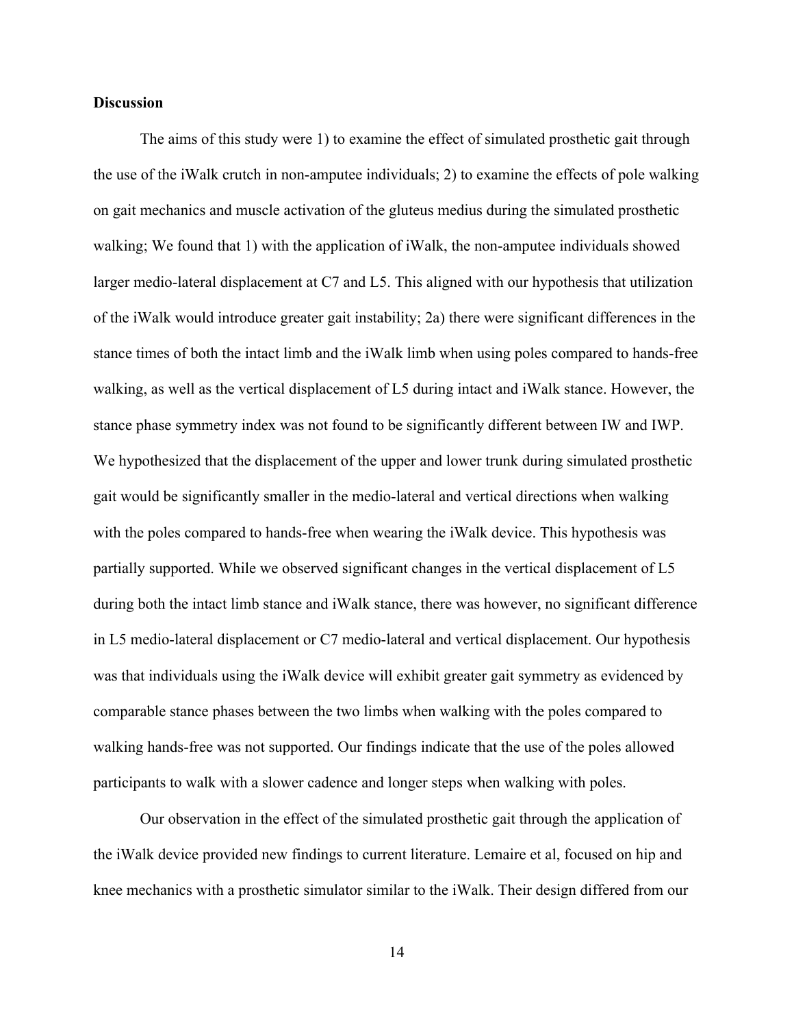**Discussion**

The aims of this study were 1) to examine the effect of simulated prosthetic gait through the use of the iWalk crutch in non-amputee individuals; 2) to examine the effects of pole walking on gait mechanics and muscle activation of the gluteus medius during the simulated prosthetic walking; We found that 1) with the application of iWalk, the non-amputee individuals showed larger medio-lateral displacement at C7 and L5. This aligned with our hypothesis that utilization of the iWalk would introduce greater gait instability; 2a) there were significant differences in the stance times of both the intact limb and the iWalk limb when using poles compared to hands-free walking, as well as the vertical displacement of L5 during intact and iWalk stance. However, the stance phase symmetry index was not found to be significantly different between IW and IWP. We hypothesized that the displacement of the upper and lower trunk during simulated prosthetic gait would be significantly smaller in the medio-lateral and vertical directions when walking with the poles compared to hands-free when wearing the iWalk device. This hypothesis was partially supported. While we observed significant changes in the vertical displacement of L5 during both the intact limb stance and iWalk stance, there was however, no significant difference in L5 medio-lateral displacement or C7 medio-lateral and vertical displacement. Our hypothesis was that individuals using the iWalk device will exhibit greater gait symmetry as evidenced by comparable stance phases between the two limbs when walking with the poles compared to walking hands-free was not supported. Our findings indicate that the use of the poles allowed participants to walk with a slower cadence and longer steps when walking with poles.

Our observation in the effect of the simulated prosthetic gait through the application of the iWalk device provided new findings to current literature. Lemaire et al, focused on hip and knee mechanics with a prosthetic simulator similar to the iWalk. Their design differed from our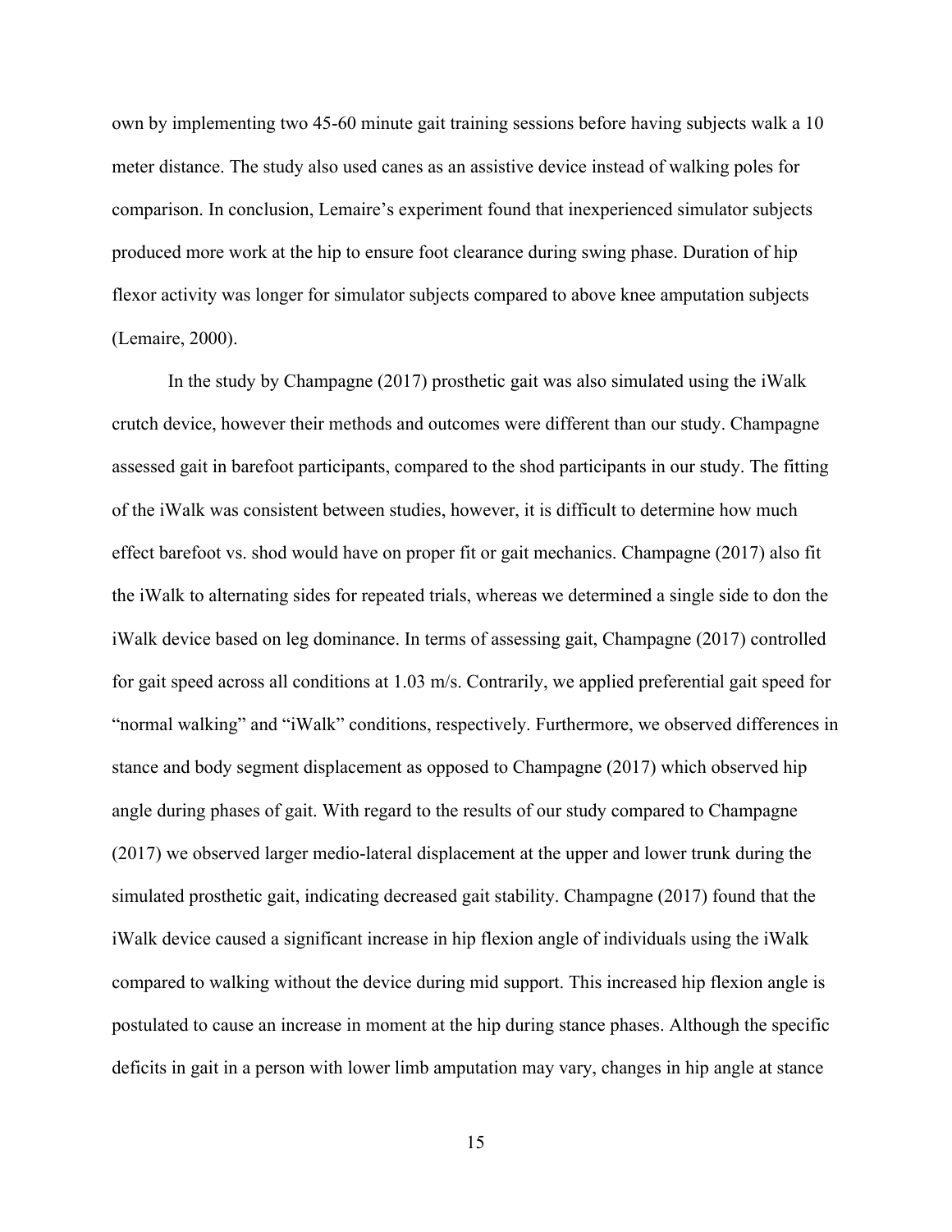own by implementing two 45-60 minute gait training sessions before having subjects walk a 10 meter distance. The study also used canes as an assistive device instead of walking poles for comparison. In conclusion, Lemaire's experiment found that inexperienced simulator subjects produced more work at the hip to ensure foot clearance during swing phase. Duration of hip flexor activity was longer for simulator subjects compared to above knee amputation subjects (Lemaire, 2000).

In the study by Champagne (2017) prosthetic gait was also simulated using the iWalk crutch device, however their methods and outcomes were different than our study. Champagne assessed gait in barefoot participants, compared to the shod participants in our study. The fitting of the iWalk was consistent between studies, however, it is difficult to determine how much effect barefoot vs. shod would have on proper fit or gait mechanics. Champagne (2017) also fit the iWalk to alternating sides for repeated trials, whereas we determined a single side to don the iWalk device based on leg dominance. In terms of assessing gait, Champagne (2017) controlled for gait speed across all conditions at 1.03 m/s. Contrarily, we applied preferential gait speed for "normal walking" and "iWalk" conditions, respectively. Furthermore, we observed differences in stance and body segment displacement as opposed to Champagne (2017) which observed hip angle during phases of gait. With regard to the results of our study compared to Champagne (2017) we observed larger medio-lateral displacement at the upper and lower trunk during the simulated prosthetic gait, indicating decreased gait stability. Champagne (2017) found that the iWalk device caused a significant increase in hip flexion angle of individuals using the iWalk compared to walking without the device during mid support. This increased hip flexion angle is postulated to cause an increase in moment at the hip during stance phases. Although the specific deficits in gait in a person with lower limb amputation may vary, changes in hip angle at stance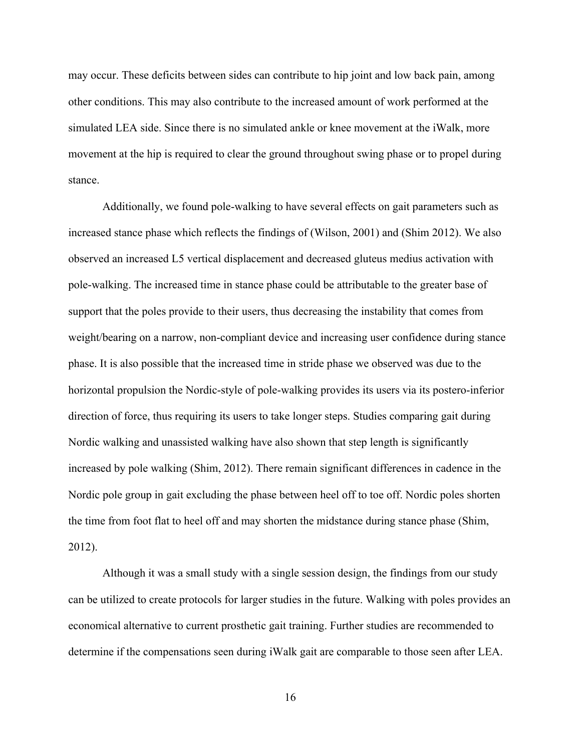may occur. These deficits between sides can contribute to hip joint and low back pain, among other conditions. This may also contribute to the increased amount of work performed at the simulated LEA side. Since there is no simulated ankle or knee movement at the iWalk, more movement at the hip is required to clear the ground throughout swing phase or to propel during stance.

Additionally, we found pole-walking to have several effects on gait parameters such as increased stance phase which reflects the findings of (Wilson, 2001) and (Shim 2012). We also observed an increased L5 vertical displacement and decreased gluteus medius activation with pole-walking. The increased time in stance phase could be attributable to the greater base of support that the poles provide to their users, thus decreasing the instability that comes from weight/bearing on a narrow, non-compliant device and increasing user confidence during stance phase. It is also possible that the increased time in stride phase we observed was due to the horizontal propulsion the Nordic-style of pole-walking provides its users via its postero-inferior direction of force, thus requiring its users to take longer steps. Studies comparing gait during Nordic walking and unassisted walking have also shown that step length is significantly increased by pole walking (Shim, 2012). There remain significant differences in cadence in the Nordic pole group in gait excluding the phase between heel off to toe off. Nordic poles shorten the time from foot flat to heel off and may shorten the midstance during stance phase (Shim, 2012).

Although it was a small study with a single session design, the findings from our study can be utilized to create protocols for larger studies in the future. Walking with poles provides an economical alternative to current prosthetic gait training. Further studies are recommended to determine if the compensations seen during iWalk gait are comparable to those seen after LEA.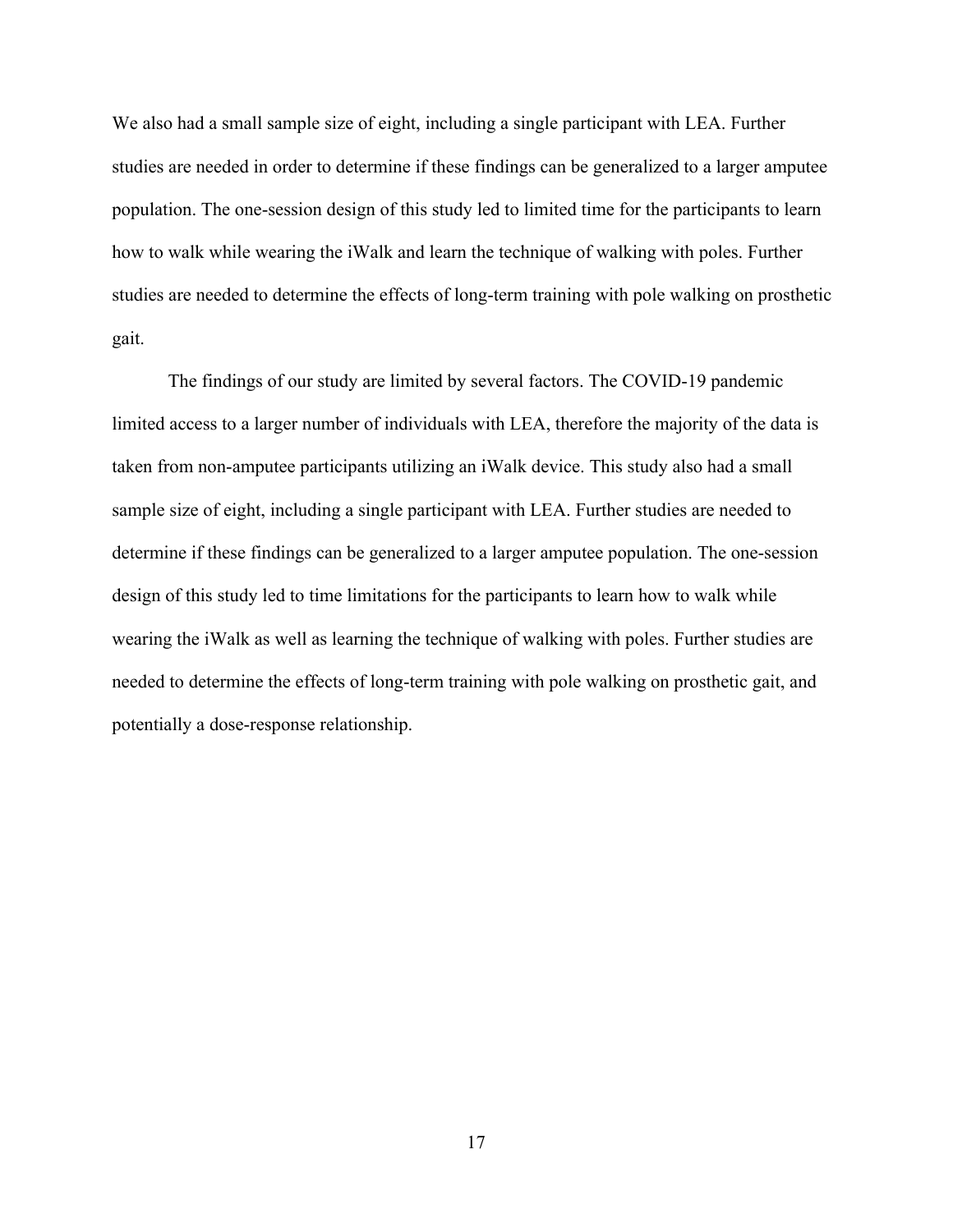We also had a small sample size of eight, including a single participant with LEA. Further studies are needed in order to determine if these findings can be generalized to a larger amputee population. The one-session design of this study led to limited time for the participants to learn how to walk while wearing the iWalk and learn the technique of walking with poles. Further studies are needed to determine the effects of long-term training with pole walking on prosthetic gait.

The findings of our study are limited by several factors. The COVID-19 pandemic limited access to a larger number of individuals with LEA, therefore the majority of the data is taken from non-amputee participants utilizing an iWalk device. This study also had a small sample size of eight, including a single participant with LEA. Further studies are needed to determine if these findings can be generalized to a larger amputee population. The one-session design of this study led to time limitations for the participants to learn how to walk while wearing the iWalk as well as learning the technique of walking with poles. Further studies are needed to determine the effects of long-term training with pole walking on prosthetic gait, and potentially a dose-response relationship.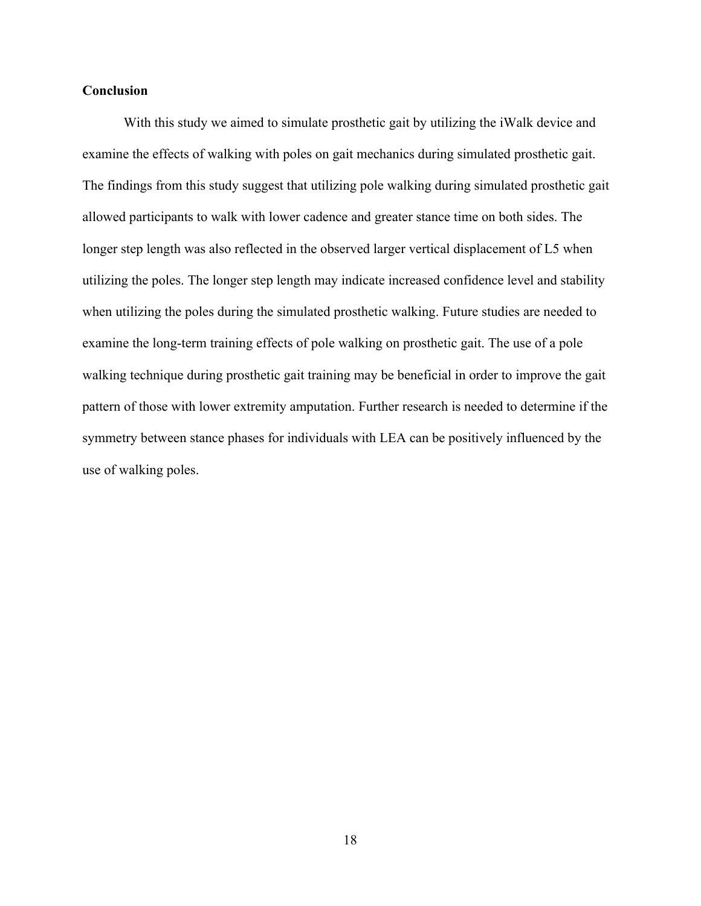**Conclusion**

With this study we aimed to simulate prosthetic gait by utilizing the iWalk device and examine the effects of walking with poles on gait mechanics during simulated prosthetic gait. The findings from this study suggest that utilizing pole walking during simulated prosthetic gait allowed participants to walk with lower cadence and greater stance time on both sides. The longer step length was also reflected in the observed larger vertical displacement of L5 when utilizing the poles. The longer step length may indicate increased confidence level and stability when utilizing the poles during the simulated prosthetic walking. Future studies are needed to examine the long-term training effects of pole walking on prosthetic gait. The use of a pole walking technique during prosthetic gait training may be beneficial in order to improve the gait pattern of those with lower extremity amputation. Further research is needed to determine if the symmetry between stance phases for individuals with LEA can be positively influenced by the use of walking poles.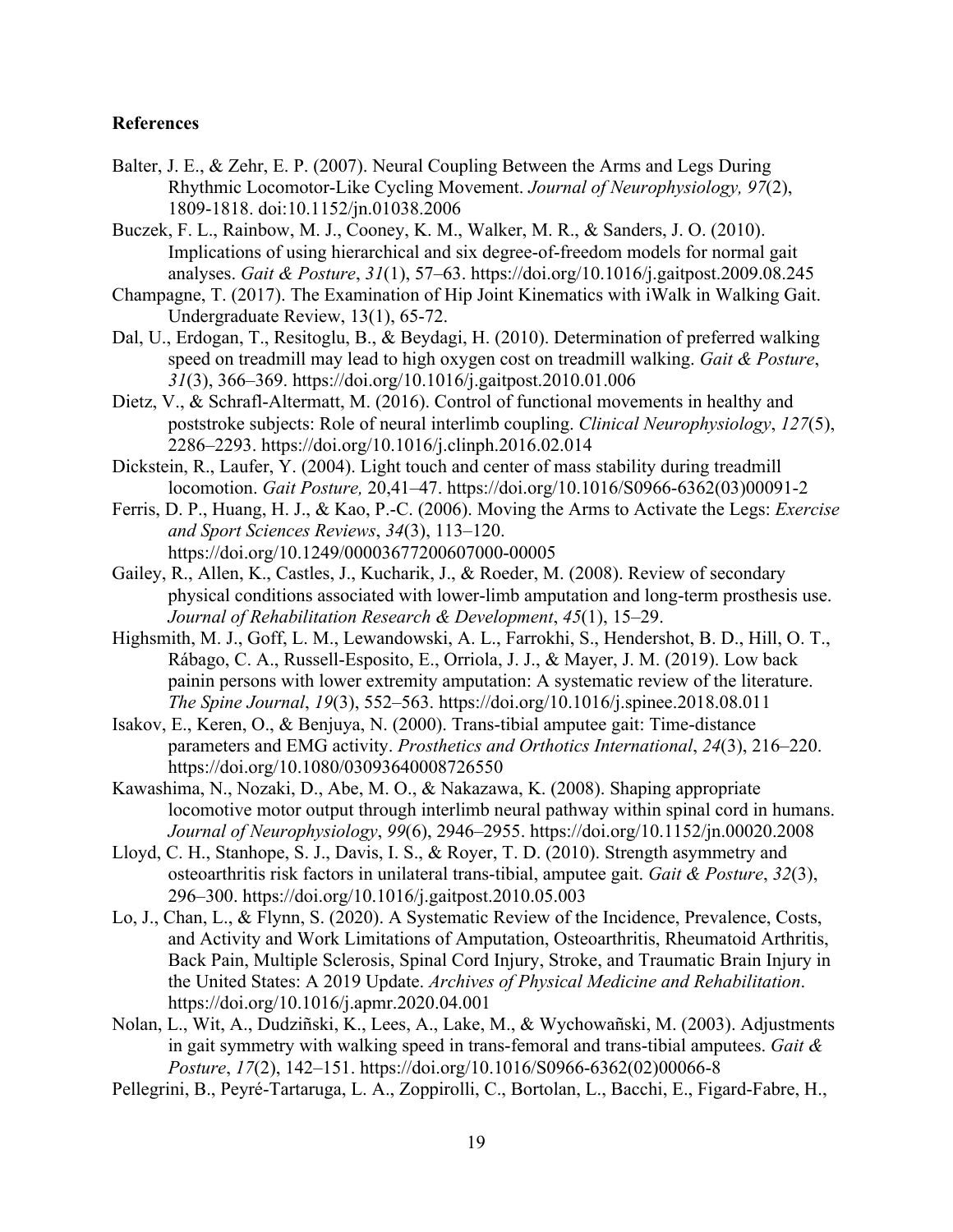**References**

Balter, J. E., & Zehr, E. P. (2007). Neural Coupling Between the Arms and Legs During Rhythmic Locomotor-Like Cycling Movement. *Journal of Neurophysiology, 97*(2), 1809-1818. doi:10.1152/jn.01038.2006

Buczek, F. L., Rainbow, M. J., Cooney, K. M., Walker, M. R., & Sanders, J. O. (2010). Implications of using hierarchical and six degree-of-freedom models for normal gait analyses. *Gait & Posture*, *31*(1), 57–63. https://doi.org/10.1016/j.gaitpost.2009.08.245

Champagne, T. (2017). The Examination of Hip Joint Kinematics with iWalk in Walking Gait. Undergraduate Review, 13(1), 65-72.

Dal, U., Erdogan, T., Resitoglu, B., & Beydagi, H. (2010). Determination of preferred walking speed on treadmill may lead to high oxygen cost on treadmill walking. *Gait & Posture*, *31*(3), 366–369. https://doi.org/10.1016/j.gaitpost.2010.01.006

Dietz, V., & Schrafl-Altermatt, M. (2016). Control of functional movements in healthy and poststroke subjects: Role of neural interlimb coupling. *Clinical Neurophysiology*, *127*(5), 2286–2293. https://doi.org/10.1016/j.clinph.2016.02.014

Dickstein, R., Laufer, Y. (2004). Light touch and center of mass stability during treadmill locomotion. *Gait Posture,* 20,41–47. https://doi.org/10.1016/S0966-6362(03)00091-2

Ferris, D. P., Huang, H. J., & Kao, P.-C. (2006). Moving the Arms to Activate the Legs: *Exercise and Sport Sciences Reviews*, *34*(3), 113–120. https://doi.org/10.1249/00003677200607000-00005

Gailey, R., Allen, K., Castles, J., Kucharik, J., & Roeder, M. (2008). Review of secondary physical conditions associated with lower-limb amputation and long-term prosthesis use. *Journal of Rehabilitation Research & Development*, *45*(1), 15–29.

Highsmith, M. J., Goff, L. M., Lewandowski, A. L., Farrokhi, S., Hendershot, B. D., Hill, O. T., Rábago, C. A., Russell-Esposito, E., Orriola, J. J., & Mayer, J. M. (2019). Low back painin persons with lower extremity amputation: A systematic review of the literature. *The Spine Journal*, *19*(3), 552–563. https://doi.org/10.1016/j.spinee.2018.08.011

Isakov, E., Keren, O., & Benjuya, N. (2000). Trans-tibial amputee gait: Time-distance parameters and EMG activity. *Prosthetics and Orthotics International*, *24*(3), 216–220. https://doi.org/10.1080/03093640008726550

Kawashima, N., Nozaki, D., Abe, M. O., & Nakazawa, K. (2008). Shaping appropriate locomotive motor output through interlimb neural pathway within spinal cord in humans. *Journal of Neurophysiology*, *99*(6), 2946–2955. https://doi.org/10.1152/jn.00020.2008

Lloyd, C. H., Stanhope, S. J., Davis, I. S., & Royer, T. D. (2010). Strength asymmetry and osteoarthritis risk factors in unilateral trans-tibial, amputee gait. *Gait & Posture*, *32*(3), 296–300. https://doi.org/10.1016/j.gaitpost.2010.05.003

Lo, J., Chan, L., & Flynn, S. (2020). A Systematic Review of the Incidence, Prevalence, Costs, and Activity and Work Limitations of Amputation, Osteoarthritis, Rheumatoid Arthritis, Back Pain, Multiple Sclerosis, Spinal Cord Injury, Stroke, and Traumatic Brain Injury in the United States: A 2019 Update. *Archives of Physical Medicine and Rehabilitation*. https://doi.org/10.1016/j.apmr.2020.04.001

Nolan, L., Wit, A., Dudziñski, K., Lees, A., Lake, M., & Wychowañski, M. (2003). Adjustments in gait symmetry with walking speed in trans-femoral and trans-tibial amputees. *Gait & Posture*, *17*(2), 142–151. https://doi.org/10.1016/S0966-6362(02)00066-8

Pellegrini, B., Peyré-Tartaruga, L. A., Zoppirolli, C., Bortolan, L., Bacchi, E., Figard-Fabre, H.,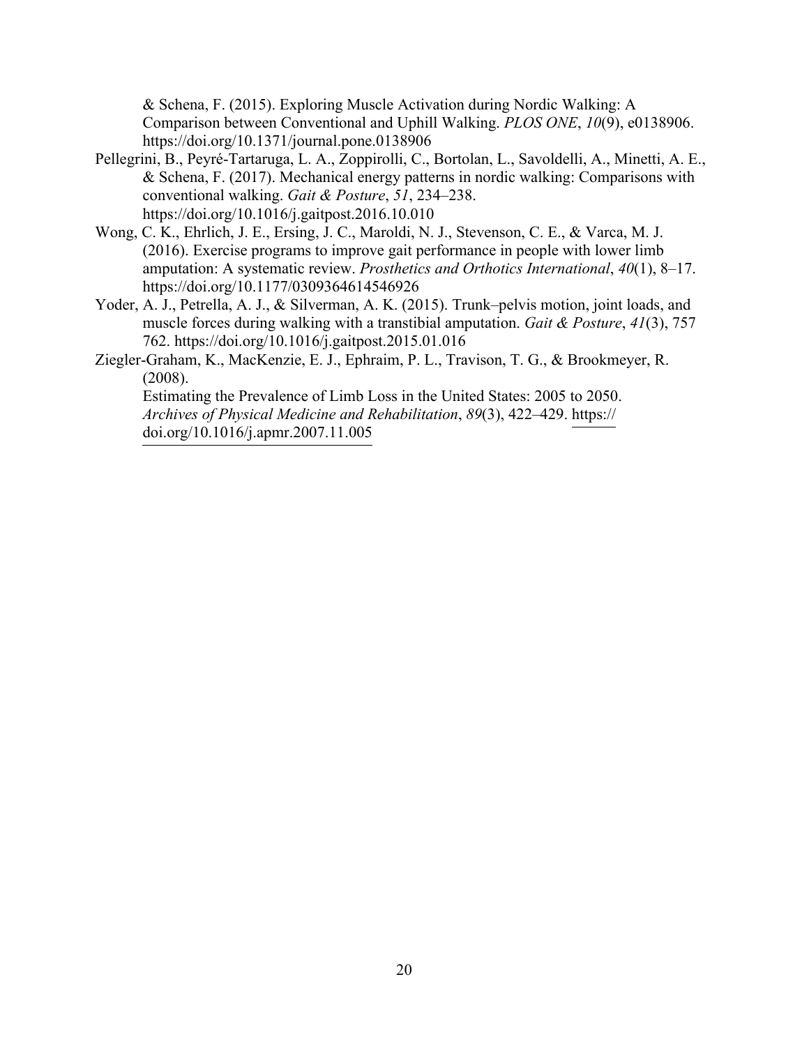& Schena, F. (2015). Exploring Muscle Activation during Nordic Walking: A Comparison between Conventional and Uphill Walking. *PLOS ONE*, *10*(9), e0138906. https://doi.org/10.1371/journal.pone.0138906

Pellegrini, B., Peyré-Tartaruga, L. A., Zoppirolli, C., Bortolan, L., Savoldelli, A., Minetti, A. E., & Schena, F. (2017). Mechanical energy patterns in nordic walking: Comparisons with conventional walking. *Gait & Posture*, *51*, 234–238. https://doi.org/10.1016/j.gaitpost.2016.10.010

Wong, C. K., Ehrlich, J. E., Ersing, J. C., Maroldi, N. J., Stevenson, C. E., & Varca, M. J. (2016). Exercise programs to improve gait performance in people with lower limb amputation: A systematic review. *Prosthetics and Orthotics International*, *40*(1), 8–17. https://doi.org/10.1177/0309364614546926

Yoder, A. J., Petrella, A. J., & Silverman, A. K. (2015). Trunk–pelvis motion, joint loads, and muscle forces during walking with a transtibial amputation. *Gait & Posture*, *41*(3), 757 762. https://doi.org/10.1016/j.gaitpost.2015.01.016

Ziegler-Graham, K., MacKenzie, E. J., Ephraim, P. L., Travison, T. G., & Brookmeyer, R. (2008).
Estimating the Prevalence of Limb Loss in the United States: 2005 to 2050. *Archives of Physical Medicine and Rehabilitation*, *89*(3), 422–429. https://doi.org/10.1016/j.apmr.2007.11.005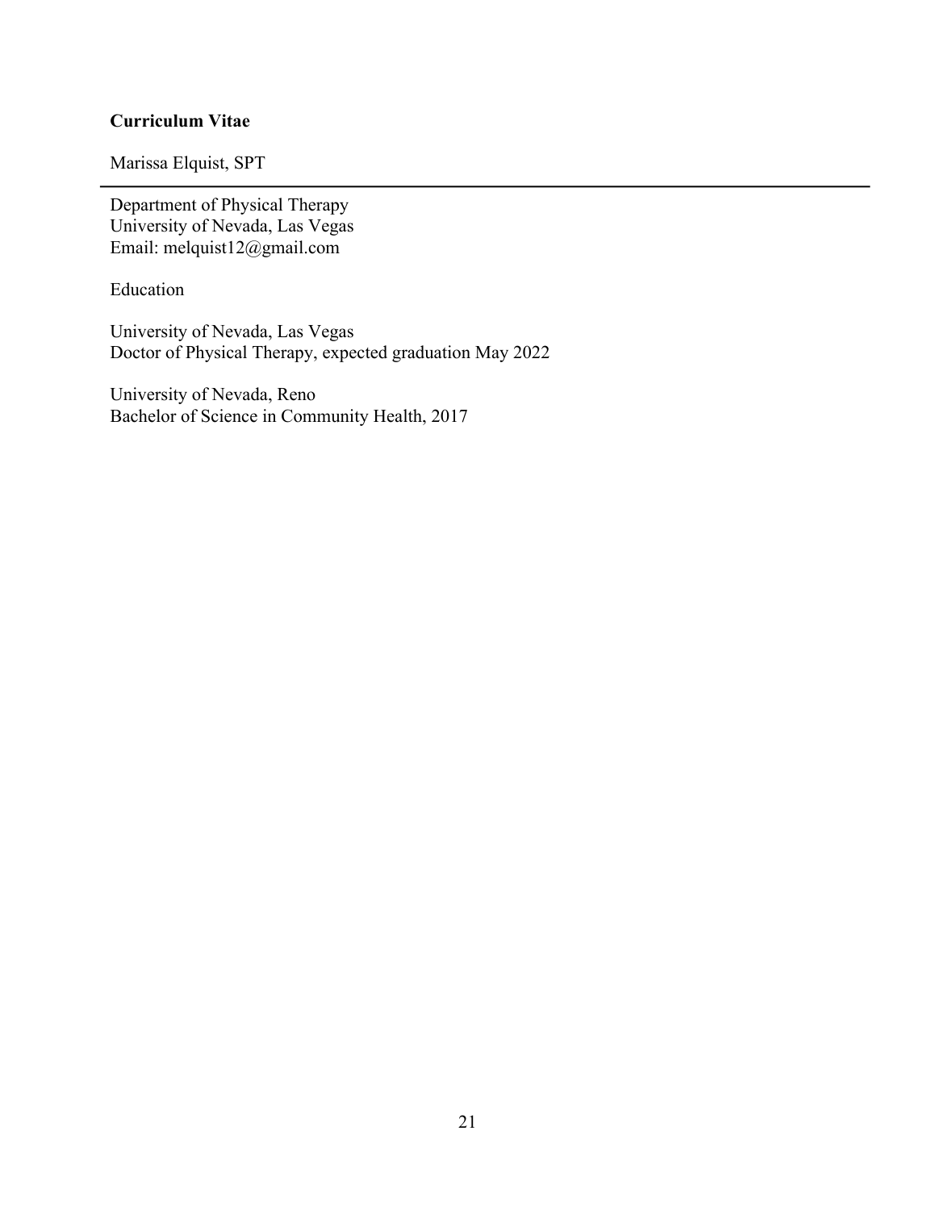**Curriculum Vitae**

Marissa Elquist, SPT

---

Department of Physical Therapy
University of Nevada, Las Vegas
Email: melquist12@gmail.com

Education

University of Nevada, Las Vegas
Doctor of Physical Therapy, expected graduation May 2022

University of Nevada, Reno
Bachelor of Science in Community Health, 2017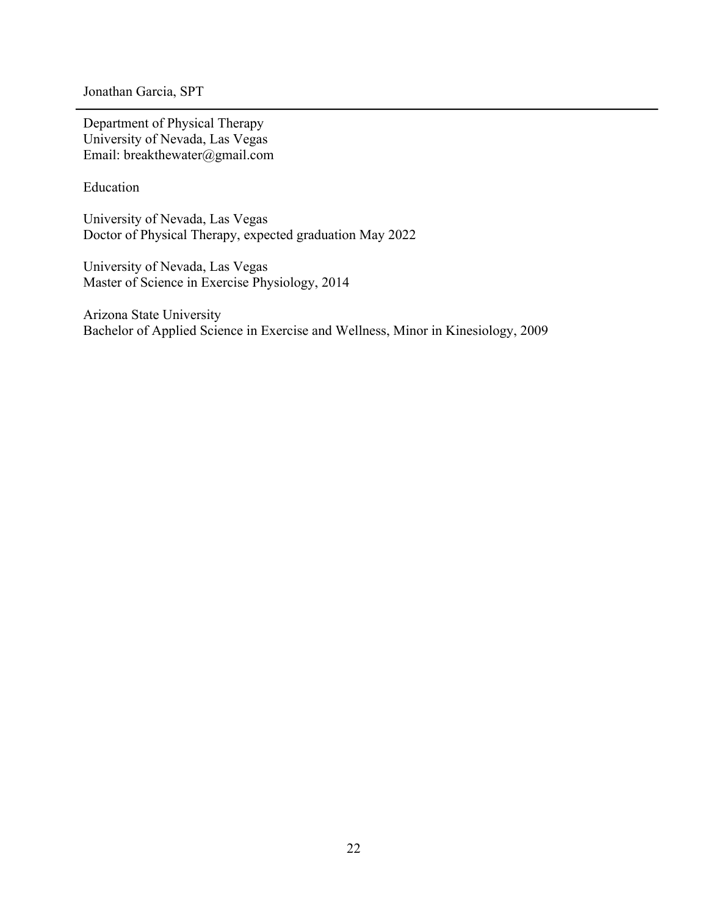Jonathan Garcia, SPT

---

Department of Physical Therapy
University of Nevada, Las Vegas
Email: breakthewater@gmail.com

## Education

University of Nevada, Las Vegas
Doctor of Physical Therapy, expected graduation May 2022

University of Nevada, Las Vegas
Master of Science in Exercise Physiology, 2014

Arizona State University
Bachelor of Applied Science in Exercise and Wellness, Minor in Kinesiology, 2009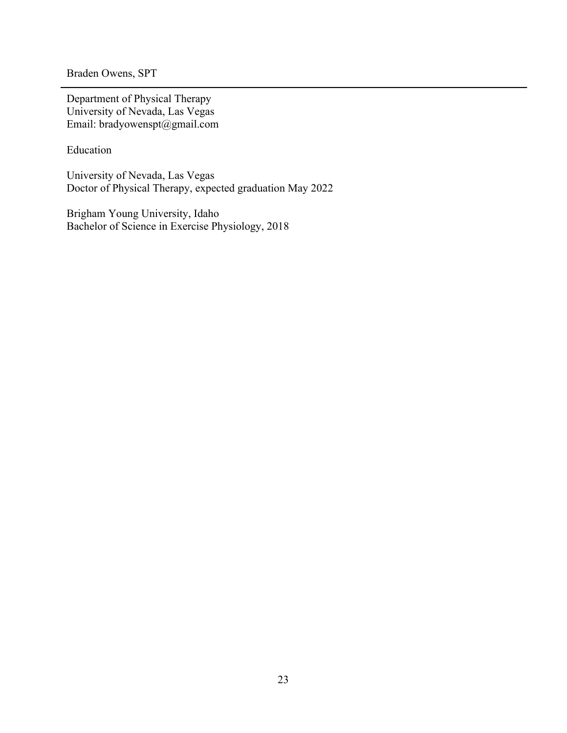Braden Owens, SPT

---

Department of Physical Therapy
University of Nevada, Las Vegas
Email: bradyowenspt@gmail.com

Education

University of Nevada, Las Vegas
Doctor of Physical Therapy, expected graduation May 2022

Brigham Young University, Idaho
Bachelor of Science in Exercise Physiology, 2018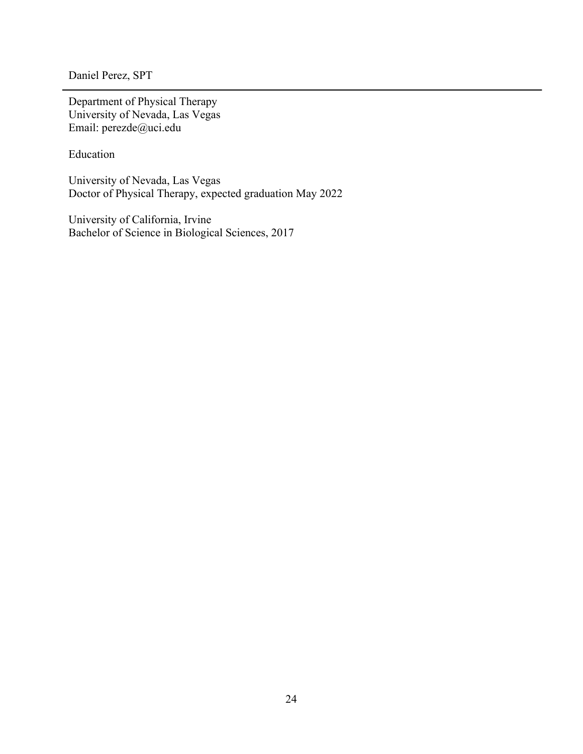Daniel Perez, SPT

---

Department of Physical Therapy
University of Nevada, Las Vegas
Email: perezde@uci.edu

Education

University of Nevada, Las Vegas
Doctor of Physical Therapy, expected graduation May 2022

University of California, Irvine
Bachelor of Science in Biological Sciences, 2017